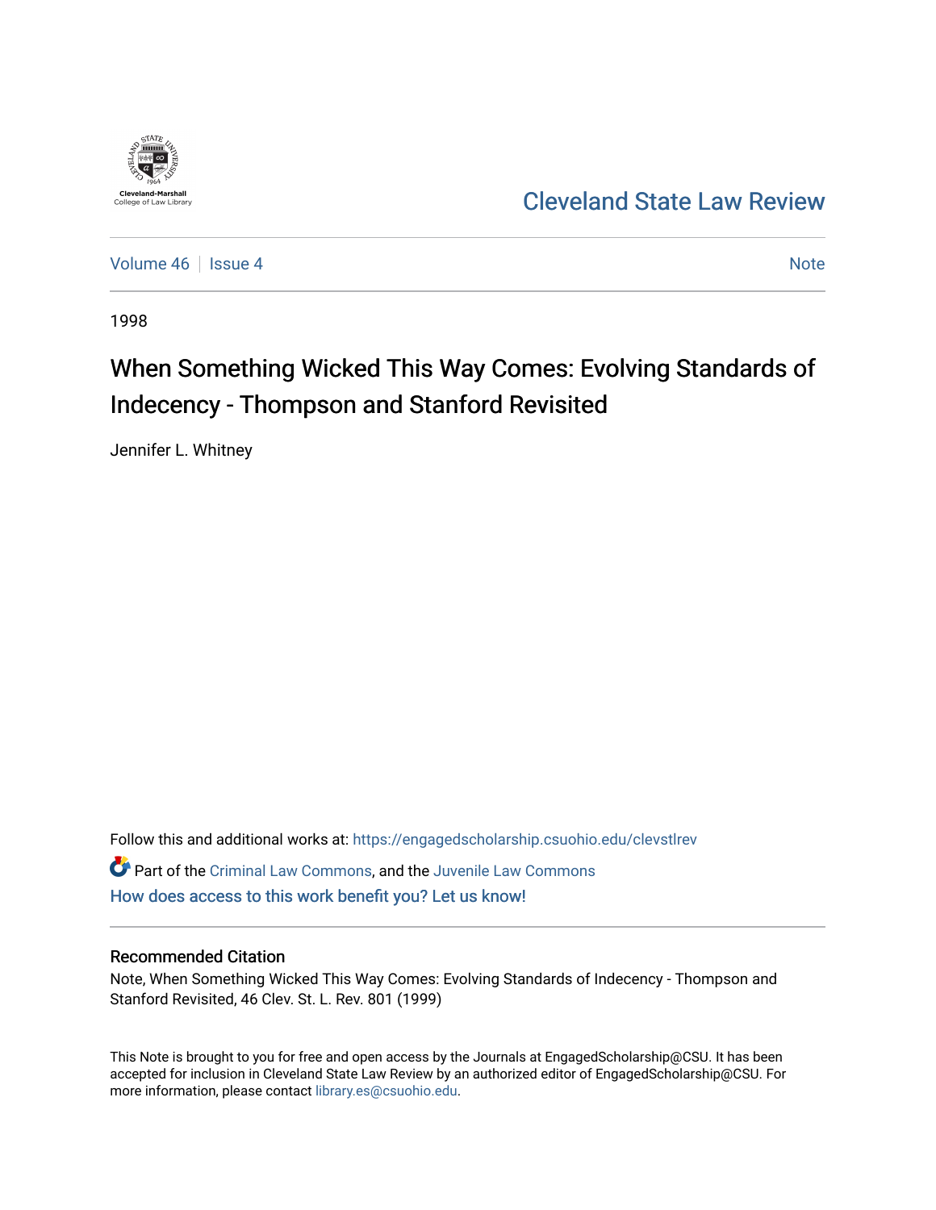Cleveland-Marshall College of Law Library

# Cleveland State Law Review

Volume 46 | Issue 4 | Note

1998

## When Something Wicked This Way Comes: Evolving Standards of Indecency - Thompson and Stanford Revisited

Jennifer L. Whitney

Follow this and additional works at: https://engagedscholarship.csuohio.edu/clevstlrev

Part of the Criminal Law Commons, and the Juvenile Law Commons

How does access to this work benefit you? Let us know!

### Recommended Citation

Note, When Something Wicked This Way Comes: Evolving Standards of Indecency - Thompson and Stanford Revisited, 46 Clev. St. L. Rev. 801 (1999)

This Note is brought to you for free and open access by the Journals at EngagedScholarship@CSU. It has been accepted for inclusion in Cleveland State Law Review by an authorized editor of EngagedScholarship@CSU. For more information, please contact library.es@csuohio.edu.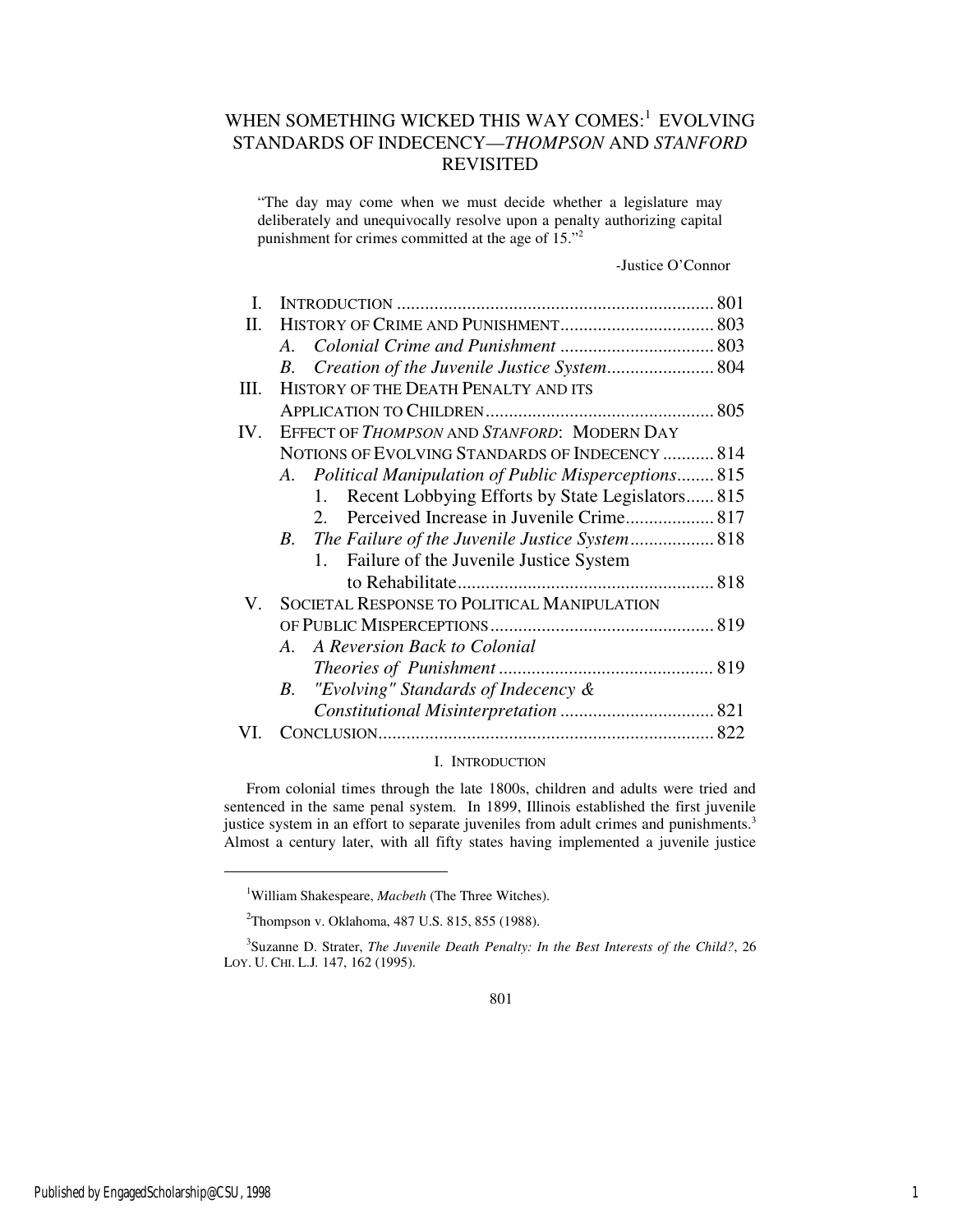# WHEN SOMETHING WICKED THIS WAY COMES:[1] EVOLVING STANDARDS OF INDECENCY—*THOMPSON* AND *STANFORD* REVISITED

> "The day may come when we must decide whether a legislature may deliberately and unequivocally resolve upon a penalty authorizing capital punishment for crimes committed at the age of 15."[2]
>
> -Justice O'Connor

| | | |
|---|---|---|
| I. | INTRODUCTION | 801 |
| II. | HISTORY OF CRIME AND PUNISHMENT | 803 |
| | *A. Colonial Crime and Punishment* | 803 |
| | *B. Creation of the Juvenile Justice System* | 804 |
| III. | HISTORY OF THE DEATH PENALTY AND ITS APPLICATION TO CHILDREN | 805 |
| IV. | EFFECT OF *THOMPSON* AND *STANFORD*: MODERN DAY NOTIONS OF EVOLVING STANDARDS OF INDECENCY | 814 |
| | *A. Political Manipulation of Public Misperceptions* | 815 |
| | 1. Recent Lobbying Efforts by State Legislators | 815 |
| | 2. Perceived Increase in Juvenile Crime | 817 |
| | *B. The Failure of the Juvenile Justice System* | 818 |
| | 1. Failure of the Juvenile Justice System to Rehabilitate | 818 |
| V. | SOCIETAL RESPONSE TO POLITICAL MANIPULATION OF PUBLIC MISPERCEPTIONS | 819 |
| | *A. A Reversion Back to Colonial Theories of Punishment* | 819 |
| | *B. "Evolving" Standards of Indecency & Constitutional Misinterpretation* | 821 |
| VI. | CONCLUSION | 822 |

## I. INTRODUCTION

From colonial times through the late 1800s, children and adults were tried and sentenced in the same penal system. In 1899, Illinois established the first juvenile justice system in an effort to separate juveniles from adult crimes and punishments.[3] Almost a century later, with all fifty states having implemented a juvenile justice

---

[1] William Shakespeare, *Macbeth* (The Three Witches).

[2] Thompson v. Oklahoma, 487 U.S. 815, 855 (1988).

[3] Suzanne D. Strater, *The Juvenile Death Penalty: In the Best Interests of the Child?*, 26 LOY. U. CHI. L.J. 147, 162 (1995).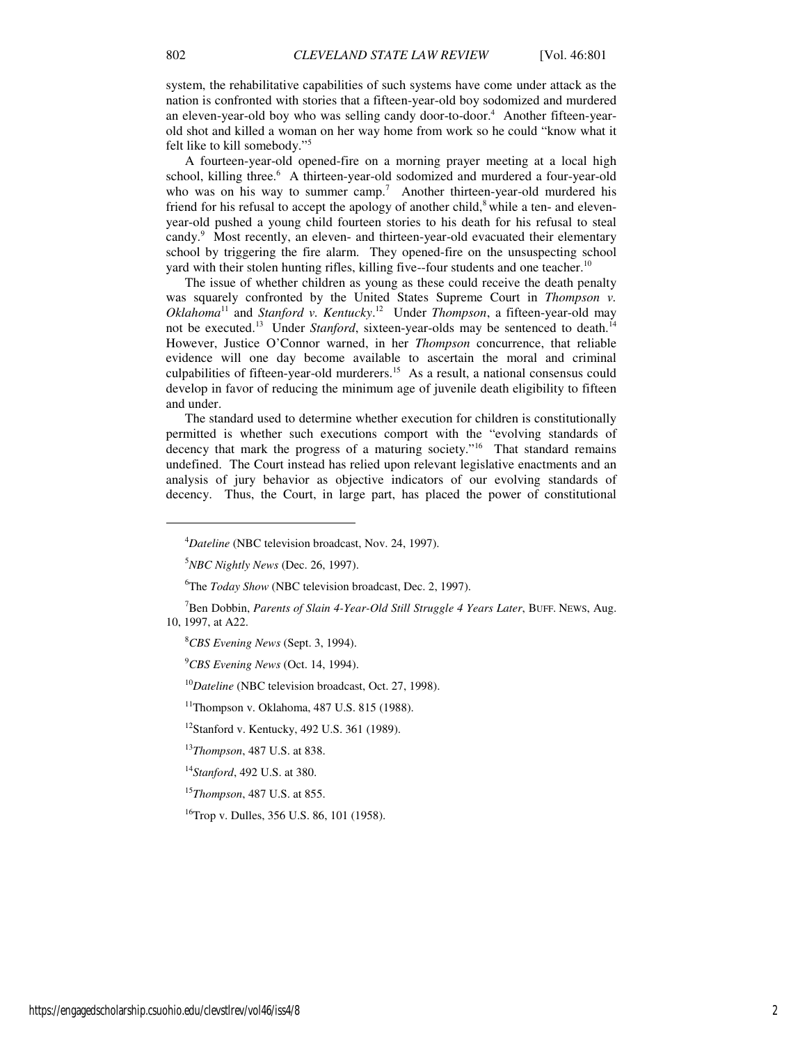system, the rehabilitative capabilities of such systems have come under attack as the nation is confronted with stories that a fifteen-year-old boy sodomized and murdered an eleven-year-old boy who was selling candy door-to-door.[4] Another fifteen-year-old shot and killed a woman on her way home from work so he could "know what it felt like to kill somebody."[5]

A fourteen-year-old opened-fire on a morning prayer meeting at a local high school, killing three.[6] A thirteen-year-old sodomized and murdered a four-year-old who was on his way to summer camp.[7] Another thirteen-year-old murdered his friend for his refusal to accept the apology of another child,[8] while a ten- and eleven-year-old pushed a young child fourteen stories to his death for his refusal to steal candy.[9] Most recently, an eleven- and thirteen-year-old evacuated their elementary school by triggering the fire alarm. They opened-fire on the unsuspecting school yard with their stolen hunting rifles, killing five--four students and one teacher.[10]

The issue of whether children as young as these could receive the death penalty was squarely confronted by the United States Supreme Court in *Thompson v. Oklahoma*[11] and *Stanford v. Kentucky*.[12] Under *Thompson*, a fifteen-year-old may not be executed.[13] Under *Stanford*, sixteen-year-olds may be sentenced to death.[14] However, Justice O'Connor warned, in her *Thompson* concurrence, that reliable evidence will one day become available to ascertain the moral and criminal culpabilities of fifteen-year-old murderers.[15] As a result, a national consensus could develop in favor of reducing the minimum age of juvenile death eligibility to fifteen and under.

The standard used to determine whether execution for children is constitutionally permitted is whether such executions comport with the "evolving standards of decency that mark the progress of a maturing society."[16] That standard remains undefined. The Court instead has relied upon relevant legislative enactments and an analysis of jury behavior as objective indicators of our evolving standards of decency. Thus, the Court, in large part, has placed the power of constitutional

---

[4] *Dateline* (NBC television broadcast, Nov. 24, 1997).

[5] *NBC Nightly News* (Dec. 26, 1997).

[6] The *Today Show* (NBC television broadcast, Dec. 2, 1997).

[7] Ben Dobbin, *Parents of Slain 4-Year-Old Still Struggle 4 Years Later*, BUFF. NEWS, Aug. 10, 1997, at A22.

[8] *CBS Evening News* (Sept. 3, 1994).

[9] *CBS Evening News* (Oct. 14, 1994).

[10] *Dateline* (NBC television broadcast, Oct. 27, 1998).

[11] Thompson v. Oklahoma, 487 U.S. 815 (1988).

[12] Stanford v. Kentucky, 492 U.S. 361 (1989).

[13] *Thompson*, 487 U.S. at 838.

[14] *Stanford*, 492 U.S. at 380.

[15] *Thompson*, 487 U.S. at 855.

[16] Trop v. Dulles, 356 U.S. 86, 101 (1958).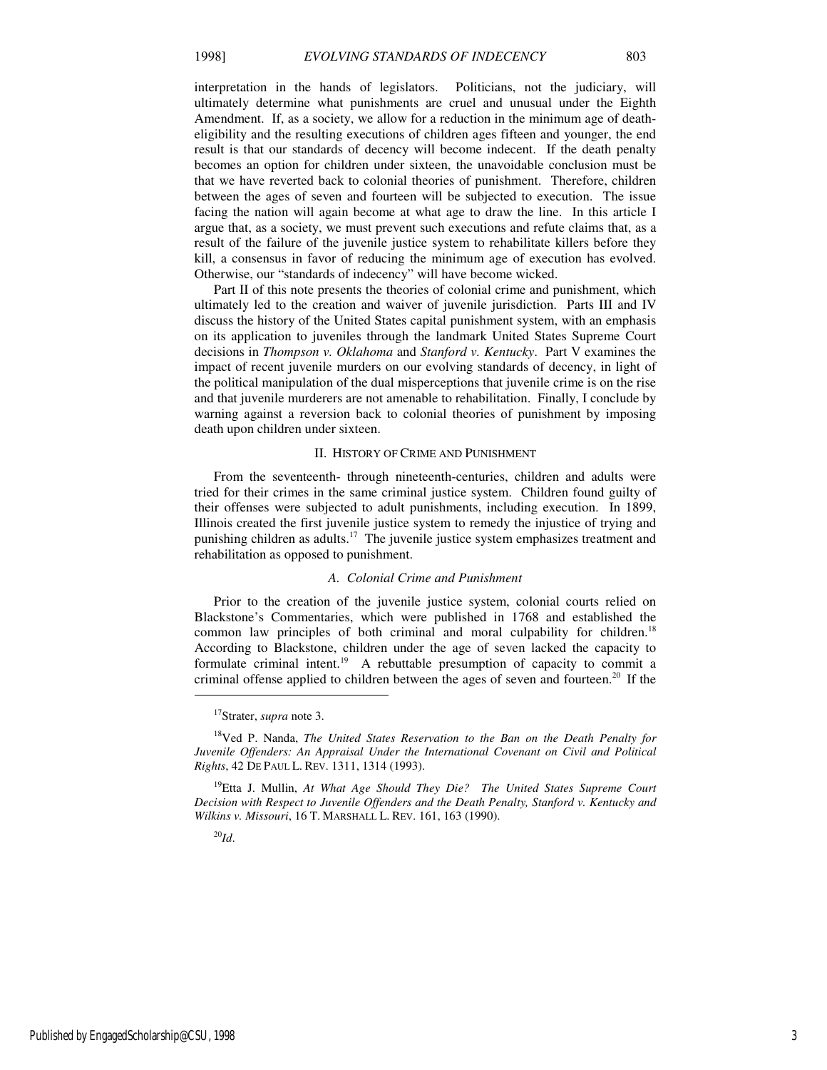interpretation in the hands of legislators. Politicians, not the judiciary, will ultimately determine what punishments are cruel and unusual under the Eighth Amendment. If, as a society, we allow for a reduction in the minimum age of death-eligibility and the resulting executions of children ages fifteen and younger, the end result is that our standards of decency will become indecent. If the death penalty becomes an option for children under sixteen, the unavoidable conclusion must be that we have reverted back to colonial theories of punishment. Therefore, children between the ages of seven and fourteen will be subjected to execution. The issue facing the nation will again become at what age to draw the line. In this article I argue that, as a society, we must prevent such executions and refute claims that, as a result of the failure of the juvenile justice system to rehabilitate killers before they kill, a consensus in favor of reducing the minimum age of execution has evolved. Otherwise, our "standards of indecency" will have become wicked.

Part II of this note presents the theories of colonial crime and punishment, which ultimately led to the creation and waiver of juvenile jurisdiction. Parts III and IV discuss the history of the United States capital punishment system, with an emphasis on its application to juveniles through the landmark United States Supreme Court decisions in *Thompson v. Oklahoma* and *Stanford v. Kentucky*. Part V examines the impact of recent juvenile murders on our evolving standards of decency, in light of the political manipulation of the dual misperceptions that juvenile crime is on the rise and that juvenile murderers are not amenable to rehabilitation. Finally, I conclude by warning against a reversion back to colonial theories of punishment by imposing death upon children under sixteen.

## II. History of Crime and Punishment

From the seventeenth- through nineteenth-centuries, children and adults were tried for their crimes in the same criminal justice system. Children found guilty of their offenses were subjected to adult punishments, including execution. In 1899, Illinois created the first juvenile justice system to remedy the injustice of trying and punishing children as adults.[17] The juvenile justice system emphasizes treatment and rehabilitation as opposed to punishment.

### *A. Colonial Crime and Punishment*

Prior to the creation of the juvenile justice system, colonial courts relied on Blackstone's Commentaries, which were published in 1768 and established the common law principles of both criminal and moral culpability for children.[18] According to Blackstone, children under the age of seven lacked the capacity to formulate criminal intent.[19] A rebuttable presumption of capacity to commit a criminal offense applied to children between the ages of seven and fourteen.[20] If the

---

[17] Strater, *supra* note 3.

[18] Ved P. Nanda, *The United States Reservation to the Ban on the Death Penalty for Juvenile Offenders: An Appraisal Under the International Covenant on Civil and Political Rights*, 42 DE PAUL L. REV. 1311, 1314 (1993).

[19] Etta J. Mullin, *At What Age Should They Die? The United States Supreme Court Decision with Respect to Juvenile Offenders and the Death Penalty, Stanford v. Kentucky and Wilkins v. Missouri*, 16 T. MARSHALL L. REV. 161, 163 (1990).

[20] *Id.*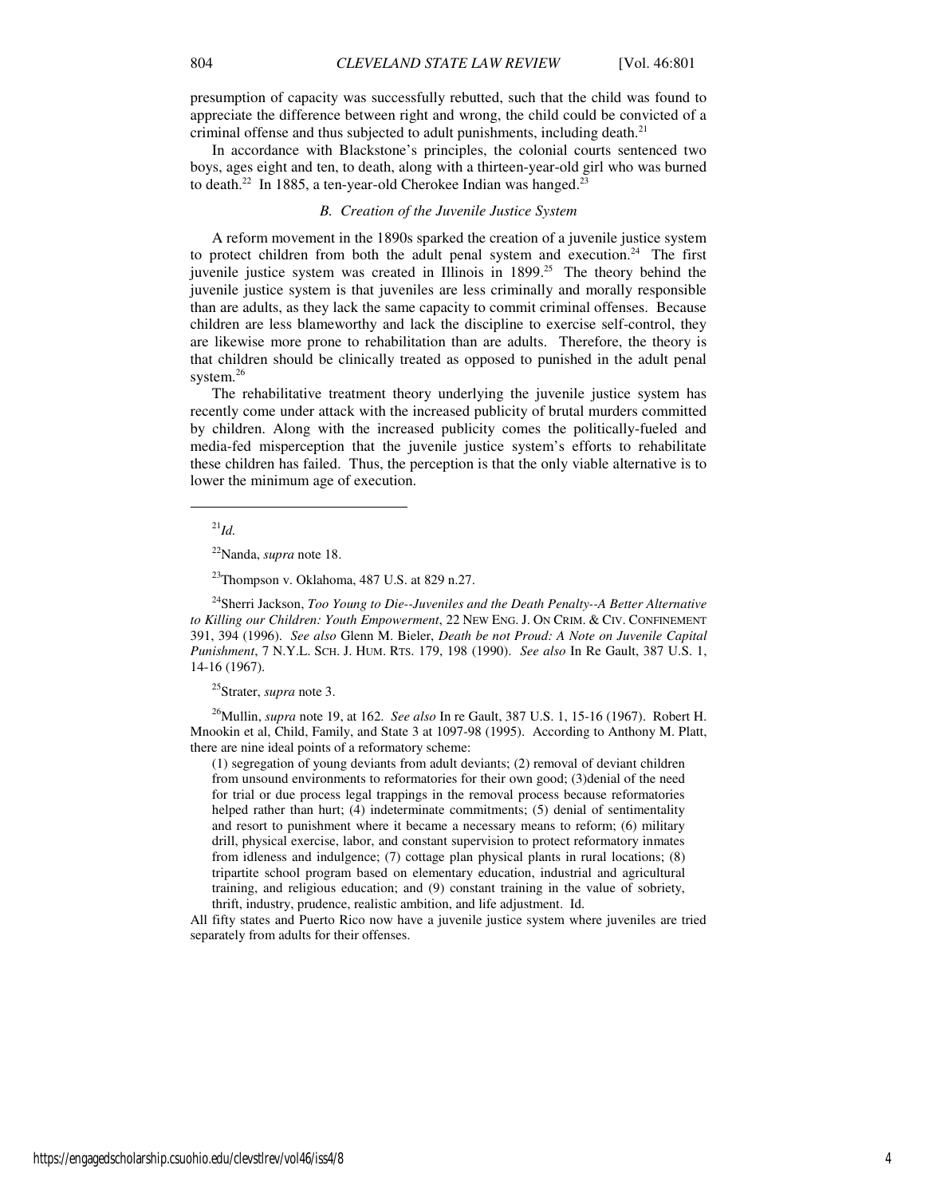presumption of capacity was successfully rebutted, such that the child was found to appreciate the difference between right and wrong, the child could be convicted of a criminal offense and thus subjected to adult punishments, including death.[21]

In accordance with Blackstone's principles, the colonial courts sentenced two boys, ages eight and ten, to death, along with a thirteen-year-old girl who was burned to death.[22] In 1885, a ten-year-old Cherokee Indian was hanged.[23]

### *B. Creation of the Juvenile Justice System*

A reform movement in the 1890s sparked the creation of a juvenile justice system to protect children from both the adult penal system and execution.[24] The first juvenile justice system was created in Illinois in 1899.[25] The theory behind the juvenile justice system is that juveniles are less criminally and morally responsible than are adults, as they lack the same capacity to commit criminal offenses. Because children are less blameworthy and lack the discipline to exercise self-control, they are likewise more prone to rehabilitation than are adults. Therefore, the theory is that children should be clinically treated as opposed to punished in the adult penal system.[26]

The rehabilitative treatment theory underlying the juvenile justice system has recently come under attack with the increased publicity of brutal murders committed by children. Along with the increased publicity comes the politically-fueled and media-fed misperception that the juvenile justice system's efforts to rehabilitate these children has failed. Thus, the perception is that the only viable alternative is to lower the minimum age of execution.

---

[21]*Id.*

[22]Nanda, *supra* note 18.

[23]Thompson v. Oklahoma, 487 U.S. at 829 n.27.

[24]Sherri Jackson, *Too Young to Die--Juveniles and the Death Penalty--A Better Alternative to Killing our Children: Youth Empowerment*, 22 NEW ENG. J. ON CRIM. & CIV. CONFINEMENT 391, 394 (1996). *See also* Glenn M. Bieler, *Death be not Proud: A Note on Juvenile Capital Punishment*, 7 N.Y.L. SCH. J. HUM. RTS. 179, 198 (1990). *See also* In Re Gault, 387 U.S. 1, 14-16 (1967).

[25]Strater, *supra* note 3.

[26]Mullin, *supra* note 19, at 162. *See also* In re Gault, 387 U.S. 1, 15-16 (1967). Robert H. Mnookin et al, Child, Family, and State 3 at 1097-98 (1995). According to Anthony M. Platt, there are nine ideal points of a reformatory scheme:

> (1) segregation of young deviants from adult deviants; (2) removal of deviant children from unsound environments to reformatories for their own good; (3)denial of the need for trial or due process legal trappings in the removal process because reformatories helped rather than hurt; (4) indeterminate commitments; (5) denial of sentimentality and resort to punishment where it became a necessary means to reform; (6) military drill, physical exercise, labor, and constant supervision to protect reformatory inmates from idleness and indulgence; (7) cottage plan physical plants in rural locations; (8) tripartite school program based on elementary education, industrial and agricultural training, and religious education; and (9) constant training in the value of sobriety, thrift, industry, prudence, realistic ambition, and life adjustment. Id.

All fifty states and Puerto Rico now have a juvenile justice system where juveniles are tried separately from adults for their offenses.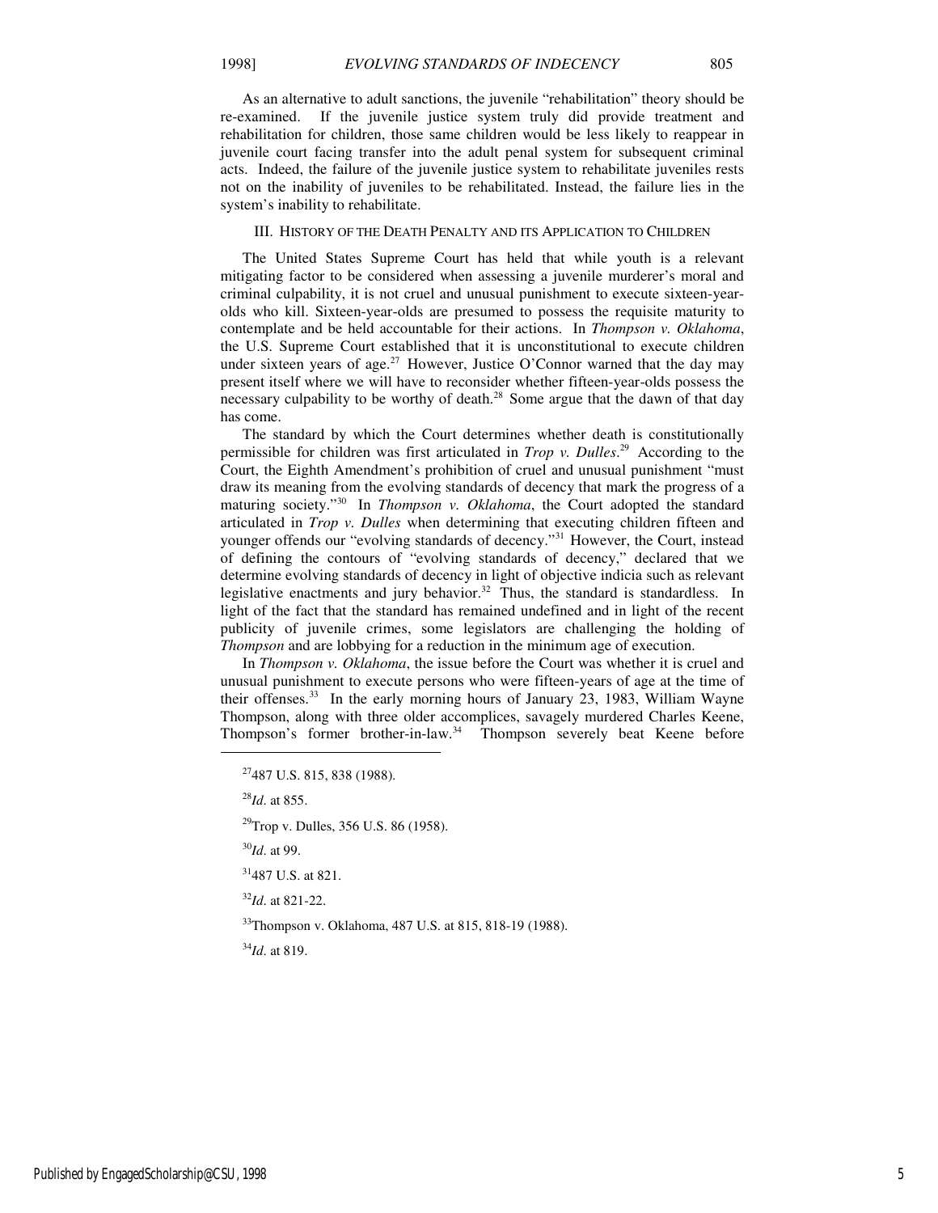As an alternative to adult sanctions, the juvenile "rehabilitation" theory should be re-examined. If the juvenile justice system truly did provide treatment and rehabilitation for children, those same children would be less likely to reappear in juvenile court facing transfer into the adult penal system for subsequent criminal acts. Indeed, the failure of the juvenile justice system to rehabilitate juveniles rests not on the inability of juveniles to be rehabilitated. Instead, the failure lies in the system's inability to rehabilitate.

## III. HISTORY OF THE DEATH PENALTY AND ITS APPLICATION TO CHILDREN

The United States Supreme Court has held that while youth is a relevant mitigating factor to be considered when assessing a juvenile murderer's moral and criminal culpability, it is not cruel and unusual punishment to execute sixteen-year-olds who kill. Sixteen-year-olds are presumed to possess the requisite maturity to contemplate and be held accountable for their actions. In *Thompson v. Oklahoma*, the U.S. Supreme Court established that it is unconstitutional to execute children under sixteen years of age.[27] However, Justice O'Connor warned that the day may present itself where we will have to reconsider whether fifteen-year-olds possess the necessary culpability to be worthy of death.[28] Some argue that the dawn of that day has come.

The standard by which the Court determines whether death is constitutionally permissible for children was first articulated in *Trop v. Dulles*.[29] According to the Court, the Eighth Amendment's prohibition of cruel and unusual punishment "must draw its meaning from the evolving standards of decency that mark the progress of a maturing society."[30] In *Thompson v. Oklahoma*, the Court adopted the standard articulated in *Trop v. Dulles* when determining that executing children fifteen and younger offends our "evolving standards of decency."[31] However, the Court, instead of defining the contours of "evolving standards of decency," declared that we determine evolving standards of decency in light of objective indicia such as relevant legislative enactments and jury behavior.[32] Thus, the standard is standardless. In light of the fact that the standard has remained undefined and in light of the recent publicity of juvenile crimes, some legislators are challenging the holding of *Thompson* and are lobbying for a reduction in the minimum age of execution.

In *Thompson v. Oklahoma*, the issue before the Court was whether it is cruel and unusual punishment to execute persons who were fifteen-years of age at the time of their offenses.[33] In the early morning hours of January 23, 1983, William Wayne Thompson, along with three older accomplices, savagely murdered Charles Keene, Thompson's former brother-in-law.[34] Thompson severely beat Keene before

---

[27] 487 U.S. 815, 838 (1988).

[28] *Id*. at 855.

[29] Trop v. Dulles, 356 U.S. 86 (1958).

[30] *Id*. at 99.

[31] 487 U.S. at 821.

[32] *Id.* at 821-22.

[33] Thompson v. Oklahoma, 487 U.S. at 815, 818-19 (1988).

[34] *Id*. at 819.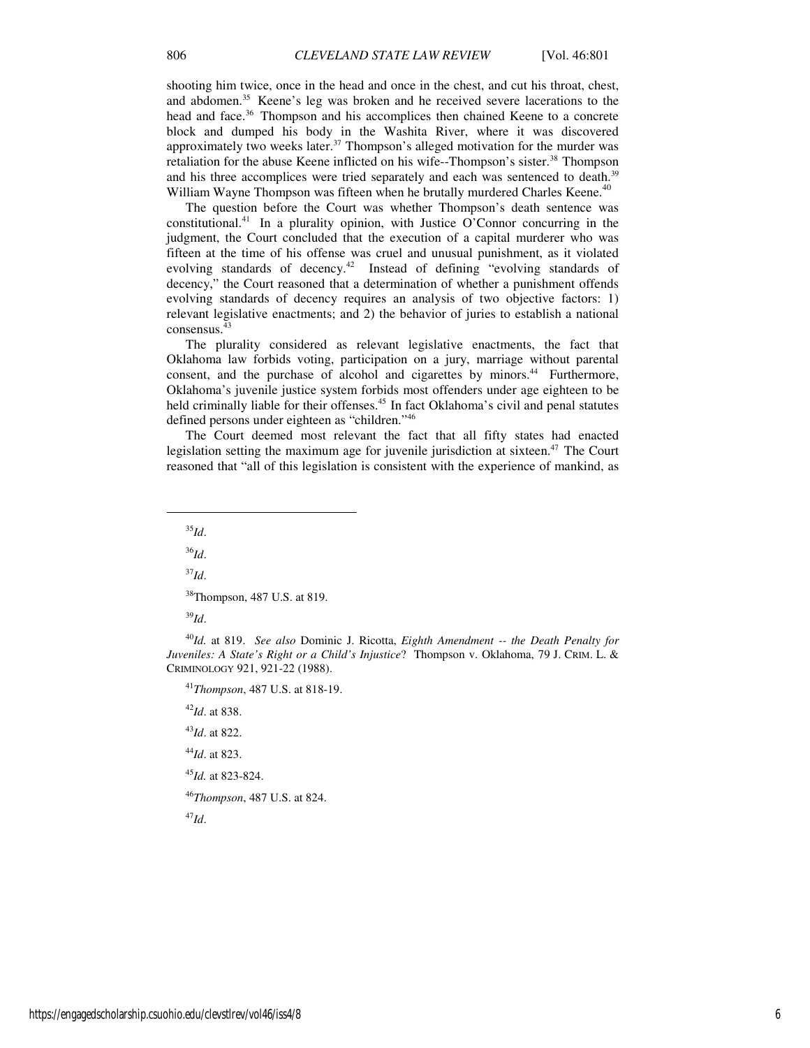shooting him twice, once in the head and once in the chest, and cut his throat, chest, and abdomen.[35] Keene's leg was broken and he received severe lacerations to the head and face.[36] Thompson and his accomplices then chained Keene to a concrete block and dumped his body in the Washita River, where it was discovered approximately two weeks later.[37] Thompson's alleged motivation for the murder was retaliation for the abuse Keene inflicted on his wife--Thompson's sister.[38] Thompson and his three accomplices were tried separately and each was sentenced to death.[39] William Wayne Thompson was fifteen when he brutally murdered Charles Keene.[40]

The question before the Court was whether Thompson's death sentence was constitutional.[41] In a plurality opinion, with Justice O'Connor concurring in the judgment, the Court concluded that the execution of a capital murderer who was fifteen at the time of his offense was cruel and unusual punishment, as it violated evolving standards of decency.[42] Instead of defining "evolving standards of decency," the Court reasoned that a determination of whether a punishment offends evolving standards of decency requires an analysis of two objective factors: 1) relevant legislative enactments; and 2) the behavior of juries to establish a national consensus.[43]

The plurality considered as relevant legislative enactments, the fact that Oklahoma law forbids voting, participation on a jury, marriage without parental consent, and the purchase of alcohol and cigarettes by minors.[44] Furthermore, Oklahoma's juvenile justice system forbids most offenders under age eighteen to be held criminally liable for their offenses.[45] In fact Oklahoma's civil and penal statutes defined persons under eighteen as "children."[46]

The Court deemed most relevant the fact that all fifty states had enacted legislation setting the maximum age for juvenile jurisdiction at sixteen.[47] The Court reasoned that "all of this legislation is consistent with the experience of mankind, as

---

[35] *Id*.

[36] *Id*.

[37] *Id*.

[38] Thompson, 487 U.S. at 819.

[39] *Id*.

[40] *Id.* at 819. *See also* Dominic J. Ricotta, *Eighth Amendment -- the Death Penalty for Juveniles: A State's Right or a Child's Injustice*? Thompson v. Oklahoma, 79 J. CRIM. L. & CRIMINOLOGY 921, 921-22 (1988).

[41] *Thompson*, 487 U.S. at 818-19.

[42] *Id*. at 838.

[43] *Id*. at 822.

[44] *Id*. at 823.

[45] *Id.* at 823-824.

[46] *Thompson*, 487 U.S. at 824.

[47] *Id*.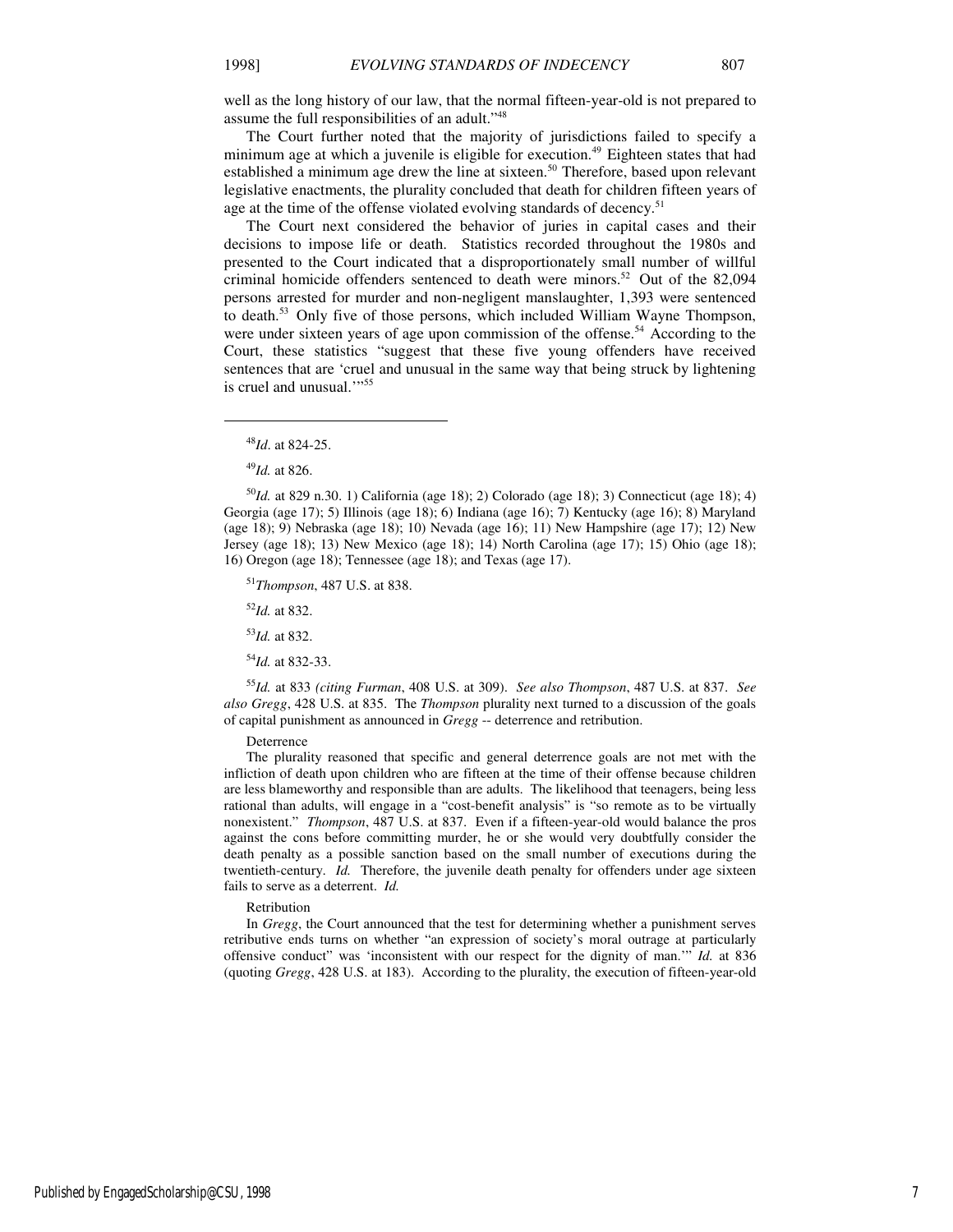well as the long history of our law, that the normal fifteen-year-old is not prepared to assume the full responsibilities of an adult."[48]

The Court further noted that the majority of jurisdictions failed to specify a minimum age at which a juvenile is eligible for execution.[49] Eighteen states that had established a minimum age drew the line at sixteen.[50] Therefore, based upon relevant legislative enactments, the plurality concluded that death for children fifteen years of age at the time of the offense violated evolving standards of decency.[51]

The Court next considered the behavior of juries in capital cases and their decisions to impose life or death. Statistics recorded throughout the 1980s and presented to the Court indicated that a disproportionately small number of willful criminal homicide offenders sentenced to death were minors.[52] Out of the 82,094 persons arrested for murder and non-negligent manslaughter, 1,393 were sentenced to death.[53] Only five of those persons, which included William Wayne Thompson, were under sixteen years of age upon commission of the offense.[54] According to the Court, these statistics "suggest that these five young offenders have received sentences that are 'cruel and unusual in the same way that being struck by lightening is cruel and unusual.'"[55]

---

[48]*Id*. at 824-25.

[49]*Id.* at 826.

[50]*Id.* at 829 n.30. 1) California (age 18); 2) Colorado (age 18); 3) Connecticut (age 18); 4) Georgia (age 17); 5) Illinois (age 18); 6) Indiana (age 16); 7) Kentucky (age 16); 8) Maryland (age 18); 9) Nebraska (age 18); 10) Nevada (age 16); 11) New Hampshire (age 17); 12) New Jersey (age 18); 13) New Mexico (age 18); 14) North Carolina (age 17); 15) Ohio (age 18); 16) Oregon (age 18); Tennessee (age 18); and Texas (age 17).

[51]*Thompson*, 487 U.S. at 838.

[52]*Id.* at 832.

[53]*Id.* at 832.

[54]*Id.* at 832-33.

[55]*Id.* at 833 *(citing Furman*, 408 U.S. at 309). *See also Thompson*, 487 U.S. at 837. *See also Gregg*, 428 U.S. at 835. The *Thompson* plurality next turned to a discussion of the goals of capital punishment as announced in *Gregg* -- deterrence and retribution.

Deterrence

The plurality reasoned that specific and general deterrence goals are not met with the infliction of death upon children who are fifteen at the time of their offense because children are less blameworthy and responsible than are adults. The likelihood that teenagers, being less rational than adults, will engage in a "cost-benefit analysis" is "so remote as to be virtually nonexistent." *Thompson*, 487 U.S. at 837. Even if a fifteen-year-old would balance the pros against the cons before committing murder, he or she would very doubtfully consider the death penalty as a possible sanction based on the small number of executions during the twentieth-century. *Id.* Therefore, the juvenile death penalty for offenders under age sixteen fails to serve as a deterrent. *Id.*

Retribution

In *Gregg*, the Court announced that the test for determining whether a punishment serves retributive ends turns on whether "an expression of society's moral outrage at particularly offensive conduct" was 'inconsistent with our respect for the dignity of man.'" *Id.* at 836 (quoting *Gregg*, 428 U.S. at 183). According to the plurality, the execution of fifteen-year-old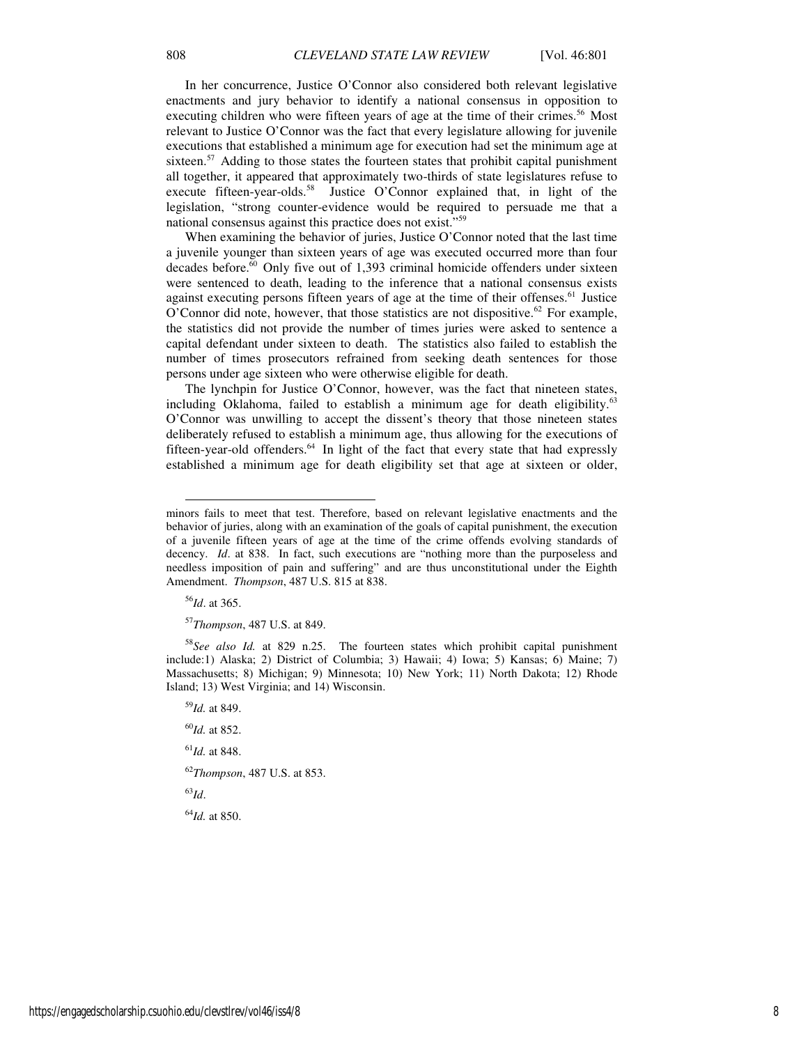In her concurrence, Justice O'Connor also considered both relevant legislative enactments and jury behavior to identify a national consensus in opposition to executing children who were fifteen years of age at the time of their crimes.[56] Most relevant to Justice O'Connor was the fact that every legislature allowing for juvenile executions that established a minimum age for execution had set the minimum age at sixteen.[57] Adding to those states the fourteen states that prohibit capital punishment all together, it appeared that approximately two-thirds of state legislatures refuse to execute fifteen-year-olds.[58] Justice O'Connor explained that, in light of the legislation, "strong counter-evidence would be required to persuade me that a national consensus against this practice does not exist."[59]

When examining the behavior of juries, Justice O'Connor noted that the last time a juvenile younger than sixteen years of age was executed occurred more than four decades before.[60] Only five out of 1,393 criminal homicide offenders under sixteen were sentenced to death, leading to the inference that a national consensus exists against executing persons fifteen years of age at the time of their offenses.[61] Justice O'Connor did note, however, that those statistics are not dispositive.[62] For example, the statistics did not provide the number of times juries were asked to sentence a capital defendant under sixteen to death. The statistics also failed to establish the number of times prosecutors refrained from seeking death sentences for those persons under age sixteen who were otherwise eligible for death.

The lynchpin for Justice O'Connor, however, was the fact that nineteen states, including Oklahoma, failed to establish a minimum age for death eligibility.[63] O'Connor was unwilling to accept the dissent's theory that those nineteen states deliberately refused to establish a minimum age, thus allowing for the executions of fifteen-year-old offenders.[64] In light of the fact that every state that had expressly established a minimum age for death eligibility set that age at sixteen or older,

---

minors fails to meet that test. Therefore, based on relevant legislative enactments and the behavior of juries, along with an examination of the goals of capital punishment, the execution of a juvenile fifteen years of age at the time of the crime offends evolving standards of decency. *Id*. at 838. In fact, such executions are "nothing more than the purposeless and needless imposition of pain and suffering" and are thus unconstitutional under the Eighth Amendment. *Thompson*, 487 U.S. 815 at 838.

[56] *Id*. at 365.

[57] *Thompson*, 487 U.S. at 849.

[58] *See also Id.* at 829 n.25. The fourteen states which prohibit capital punishment include:1) Alaska; 2) District of Columbia; 3) Hawaii; 4) Iowa; 5) Kansas; 6) Maine; 7) Massachusetts; 8) Michigan; 9) Minnesota; 10) New York; 11) North Dakota; 12) Rhode Island; 13) West Virginia; and 14) Wisconsin.

[59] *Id.* at 849.

[60] *Id.* at 852.

[61] *Id.* at 848.

[62] *Thompson*, 487 U.S. at 853.

[63] *Id*.

[64] *Id.* at 850.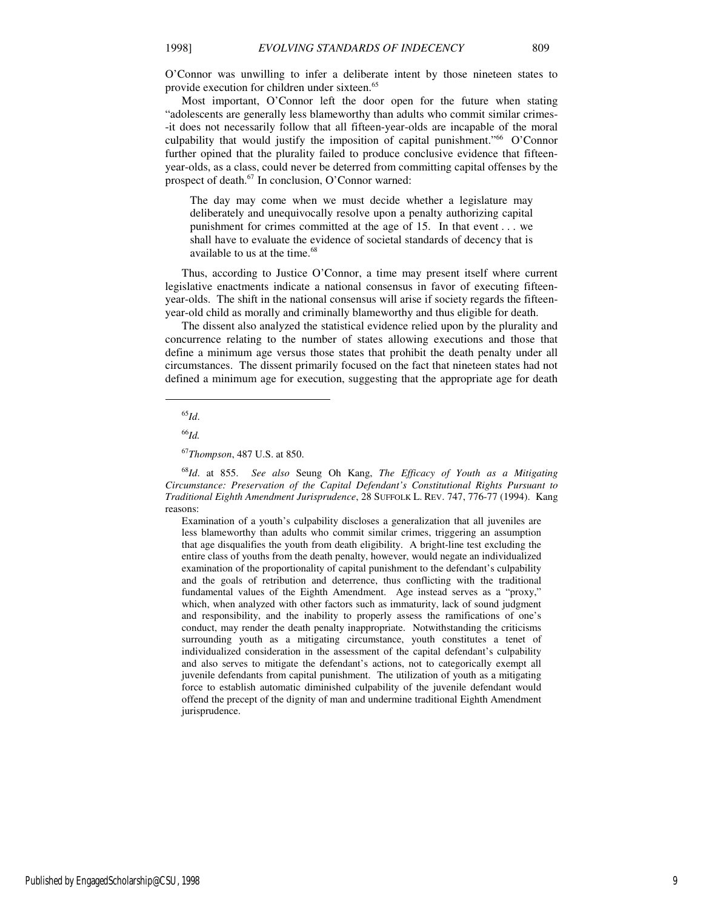O'Connor was unwilling to infer a deliberate intent by those nineteen states to provide execution for children under sixteen.[65]

Most important, O'Connor left the door open for the future when stating "adolescents are generally less blameworthy than adults who commit similar crimes--it does not necessarily follow that all fifteen-year-olds are incapable of the moral culpability that would justify the imposition of capital punishment."[66] O'Connor further opined that the plurality failed to produce conclusive evidence that fifteen-year-olds, as a class, could never be deterred from committing capital offenses by the prospect of death.[67] In conclusion, O'Connor warned:

> The day may come when we must decide whether a legislature may deliberately and unequivocally resolve upon a penalty authorizing capital punishment for crimes committed at the age of 15. In that event . . . we shall have to evaluate the evidence of societal standards of decency that is available to us at the time.[68]

Thus, according to Justice O'Connor, a time may present itself where current legislative enactments indicate a national consensus in favor of executing fifteen-year-olds. The shift in the national consensus will arise if society regards the fifteen-year-old child as morally and criminally blameworthy and thus eligible for death.

The dissent also analyzed the statistical evidence relied upon by the plurality and concurrence relating to the number of states allowing executions and those that define a minimum age versus those states that prohibit the death penalty under all circumstances. The dissent primarily focused on the fact that nineteen states had not defined a minimum age for execution, suggesting that the appropriate age for death

---

[65]*Id.*

[66]*Id.*

[67]*Thompson*, 487 U.S. at 850.

[68]*Id.* at 855. *See also* Seung Oh Kang, *The Efficacy of Youth as a Mitigating Circumstance: Preservation of the Capital Defendant's Constitutional Rights Pursuant to Traditional Eighth Amendment Jurisprudence*, 28 SUFFOLK L. REV. 747, 776-77 (1994). Kang reasons:

> Examination of a youth's culpability discloses a generalization that all juveniles are less blameworthy than adults who commit similar crimes, triggering an assumption that age disqualifies the youth from death eligibility. A bright-line test excluding the entire class of youths from the death penalty, however, would negate an individualized examination of the proportionality of capital punishment to the defendant's culpability and the goals of retribution and deterrence, thus conflicting with the traditional fundamental values of the Eighth Amendment. Age instead serves as a "proxy," which, when analyzed with other factors such as immaturity, lack of sound judgment and responsibility, and the inability to properly assess the ramifications of one's conduct, may render the death penalty inappropriate. Notwithstanding the criticisms surrounding youth as a mitigating circumstance, youth constitutes a tenet of individualized consideration in the assessment of the capital defendant's culpability and also serves to mitigate the defendant's actions, not to categorically exempt all juvenile defendants from capital punishment. The utilization of youth as a mitigating force to establish automatic diminished culpability of the juvenile defendant would offend the precept of the dignity of man and undermine traditional Eighth Amendment jurisprudence.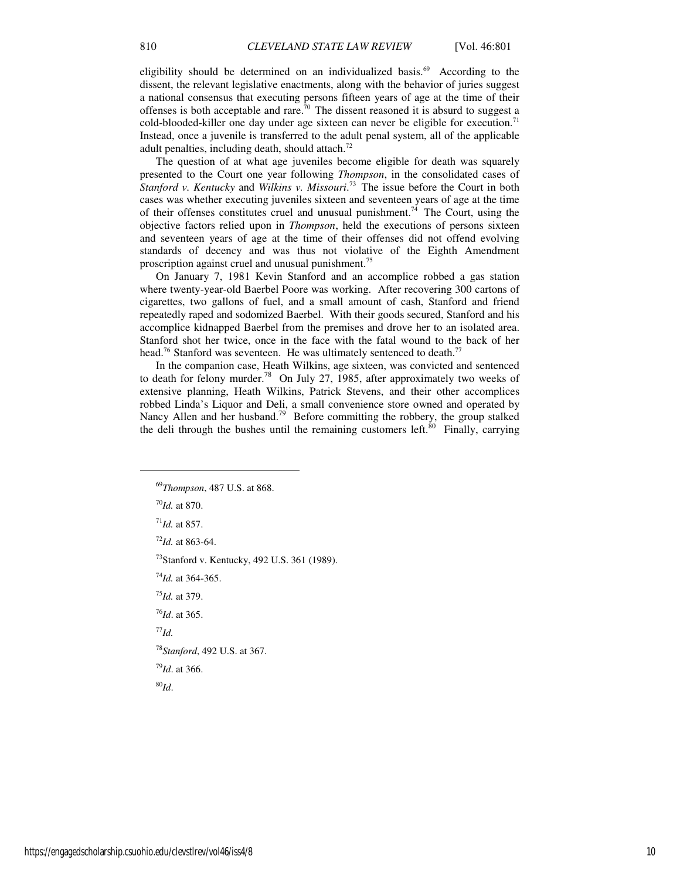eligibility should be determined on an individualized basis.[69] According to the dissent, the relevant legislative enactments, along with the behavior of juries suggest a national consensus that executing persons fifteen years of age at the time of their offenses is both acceptable and rare.[70] The dissent reasoned it is absurd to suggest a cold-blooded-killer one day under age sixteen can never be eligible for execution.[71] Instead, once a juvenile is transferred to the adult penal system, all of the applicable adult penalties, including death, should attach.[72]

The question of at what age juveniles become eligible for death was squarely presented to the Court one year following *Thompson*, in the consolidated cases of *Stanford v. Kentucky* and *Wilkins v. Missouri*.[73] The issue before the Court in both cases was whether executing juveniles sixteen and seventeen years of age at the time of their offenses constitutes cruel and unusual punishment.[74] The Court, using the objective factors relied upon in *Thompson*, held the executions of persons sixteen and seventeen years of age at the time of their offenses did not offend evolving standards of decency and was thus not violative of the Eighth Amendment proscription against cruel and unusual punishment.[75]

On January 7, 1981 Kevin Stanford and an accomplice robbed a gas station where twenty-year-old Baerbel Poore was working. After recovering 300 cartons of cigarettes, two gallons of fuel, and a small amount of cash, Stanford and friend repeatedly raped and sodomized Baerbel. With their goods secured, Stanford and his accomplice kidnapped Baerbel from the premises and drove her to an isolated area. Stanford shot her twice, once in the face with the fatal wound to the back of her head.[76] Stanford was seventeen. He was ultimately sentenced to death.[77]

In the companion case, Heath Wilkins, age sixteen, was convicted and sentenced to death for felony murder.[78] On July 27, 1985, after approximately two weeks of extensive planning, Heath Wilkins, Patrick Stevens, and their other accomplices robbed Linda's Liquor and Deli, a small convenience store owned and operated by Nancy Allen and her husband.[79] Before committing the robbery, the group stalked the deli through the bushes until the remaining customers left.[80] Finally, carrying

---

[69] *Thompson*, 487 U.S. at 868.

[70] *Id.* at 870.

[71] *Id.* at 857.

[72] *Id.* at 863-64.

[73] Stanford v. Kentucky, 492 U.S. 361 (1989).

[74] *Id.* at 364-365.

[75] *Id.* at 379.

[76] *Id*. at 365.

[77] *Id.*

[78] *Stanford*, 492 U.S. at 367.

[79] *Id*. at 366.

[80] *Id*.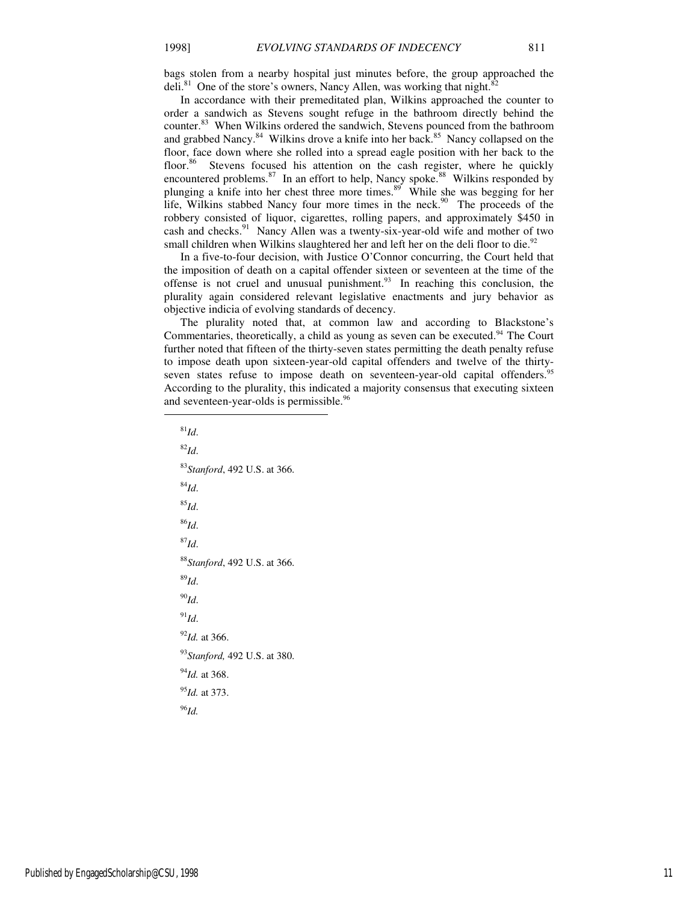bags stolen from a nearby hospital just minutes before, the group approached the deli.[81] One of the store's owners, Nancy Allen, was working that night.[82]

In accordance with their premeditated plan, Wilkins approached the counter to order a sandwich as Stevens sought refuge in the bathroom directly behind the counter.[83] When Wilkins ordered the sandwich, Stevens pounced from the bathroom and grabbed Nancy.[84] Wilkins drove a knife into her back.[85] Nancy collapsed on the floor, face down where she rolled into a spread eagle position with her back to the floor.[86] Stevens focused his attention on the cash register, where he quickly encountered problems.[87] In an effort to help, Nancy spoke.[88] Wilkins responded by plunging a knife into her chest three more times.[89] While she was begging for her life, Wilkins stabbed Nancy four more times in the neck.[90] The proceeds of the robbery consisted of liquor, cigarettes, rolling papers, and approximately $450 in cash and checks.[91] Nancy Allen was a twenty-six-year-old wife and mother of two small children when Wilkins slaughtered her and left her on the deli floor to die.[92]

In a five-to-four decision, with Justice O'Connor concurring, the Court held that the imposition of death on a capital offender sixteen or seventeen at the time of the offense is not cruel and unusual punishment.[93] In reaching this conclusion, the plurality again considered relevant legislative enactments and jury behavior as objective indicia of evolving standards of decency.

The plurality noted that, at common law and according to Blackstone's Commentaries, theoretically, a child as young as seven can be executed.[94] The Court further noted that fifteen of the thirty-seven states permitting the death penalty refuse to impose death upon sixteen-year-old capital offenders and twelve of the thirty-seven states refuse to impose death on seventeen-year-old capital offenders.[95] According to the plurality, this indicated a majority consensus that executing sixteen and seventeen-year-olds is permissible.[96]

---

[81]*Id*.

[82]*Id*.

[83]*Stanford*, 492 U.S. at 366.

[84]*Id*.

[85]*Id*.

[86]*Id*.

[87]*Id*.

[88]*Stanford*, 492 U.S. at 366.

[89]*Id*.

[90]*Id*.

[91]*Id*.

[92]*Id.* at 366.

[93]*Stanford,* 492 U.S. at 380.

[94]*Id.* at 368.

[95]*Id.* at 373.

[96]*Id.*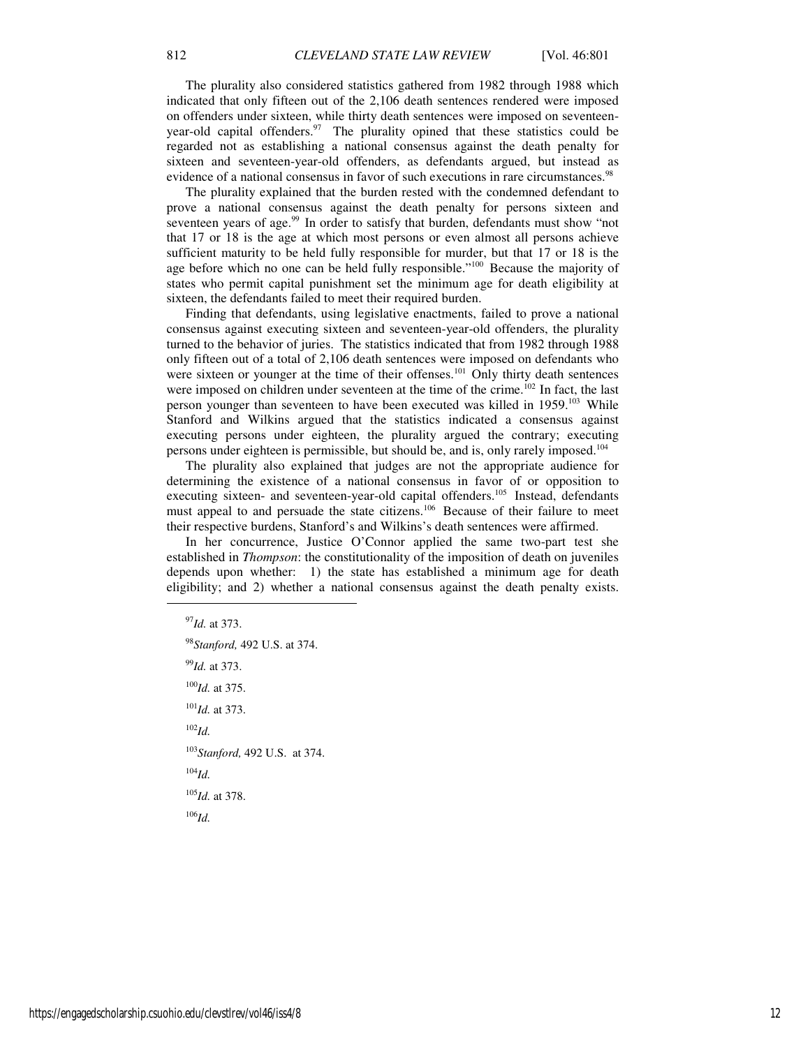The plurality also considered statistics gathered from 1982 through 1988 which indicated that only fifteen out of the 2,106 death sentences rendered were imposed on offenders under sixteen, while thirty death sentences were imposed on seventeen-year-old capital offenders.[97] The plurality opined that these statistics could be regarded not as establishing a national consensus against the death penalty for sixteen and seventeen-year-old offenders, as defendants argued, but instead as evidence of a national consensus in favor of such executions in rare circumstances.[98]

The plurality explained that the burden rested with the condemned defendant to prove a national consensus against the death penalty for persons sixteen and seventeen years of age.[99] In order to satisfy that burden, defendants must show "not that 17 or 18 is the age at which most persons or even almost all persons achieve sufficient maturity to be held fully responsible for murder, but that 17 or 18 is the age before which no one can be held fully responsible."[100] Because the majority of states who permit capital punishment set the minimum age for death eligibility at sixteen, the defendants failed to meet their required burden.

Finding that defendants, using legislative enactments, failed to prove a national consensus against executing sixteen and seventeen-year-old offenders, the plurality turned to the behavior of juries. The statistics indicated that from 1982 through 1988 only fifteen out of a total of 2,106 death sentences were imposed on defendants who were sixteen or younger at the time of their offenses.[101] Only thirty death sentences were imposed on children under seventeen at the time of the crime.[102] In fact, the last person younger than seventeen to have been executed was killed in 1959.[103] While Stanford and Wilkins argued that the statistics indicated a consensus against executing persons under eighteen, the plurality argued the contrary; executing persons under eighteen is permissible, but should be, and is, only rarely imposed.[104]

The plurality also explained that judges are not the appropriate audience for determining the existence of a national consensus in favor of or opposition to executing sixteen- and seventeen-year-old capital offenders.[105] Instead, defendants must appeal to and persuade the state citizens.[106] Because of their failure to meet their respective burdens, Stanford's and Wilkins's death sentences were affirmed.

In her concurrence, Justice O'Connor applied the same two-part test she established in *Thompson*: the constitutionality of the imposition of death on juveniles depends upon whether: 1) the state has established a minimum age for death eligibility; and 2) whether a national consensus against the death penalty exists.

---

[97] *Id.* at 373.

[98] *Stanford,* 492 U.S. at 374.

[99] *Id.* at 373.

[100] *Id.* at 375.

[101] *Id.* at 373.

[102] *Id.*

[103] *Stanford,* 492 U.S. at 374.

[104] *Id.*

[105] *Id.* at 378.

[106] *Id.*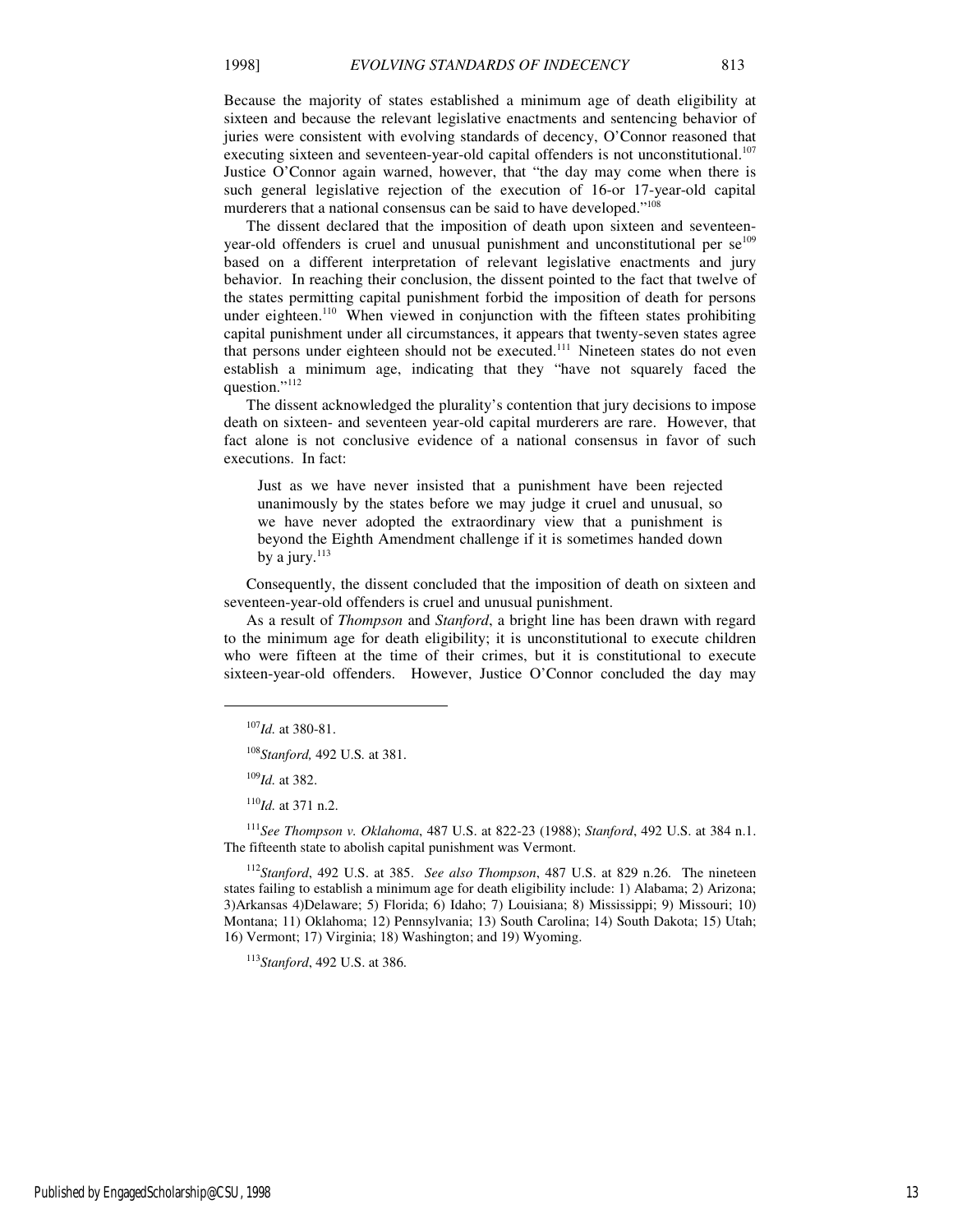Because the majority of states established a minimum age of death eligibility at sixteen and because the relevant legislative enactments and sentencing behavior of juries were consistent with evolving standards of decency, O'Connor reasoned that executing sixteen and seventeen-year-old capital offenders is not unconstitutional.[107] Justice O'Connor again warned, however, that "the day may come when there is such general legislative rejection of the execution of 16-or 17-year-old capital murderers that a national consensus can be said to have developed."[108]

The dissent declared that the imposition of death upon sixteen and seventeen-year-old offenders is cruel and unusual punishment and unconstitutional per se[109] based on a different interpretation of relevant legislative enactments and jury behavior. In reaching their conclusion, the dissent pointed to the fact that twelve of the states permitting capital punishment forbid the imposition of death for persons under eighteen.[110] When viewed in conjunction with the fifteen states prohibiting capital punishment under all circumstances, it appears that twenty-seven states agree that persons under eighteen should not be executed.[111] Nineteen states do not even establish a minimum age, indicating that they "have not squarely faced the question."[112]

The dissent acknowledged the plurality's contention that jury decisions to impose death on sixteen- and seventeen year-old capital murderers are rare. However, that fact alone is not conclusive evidence of a national consensus in favor of such executions. In fact:

> Just as we have never insisted that a punishment have been rejected unanimously by the states before we may judge it cruel and unusual, so we have never adopted the extraordinary view that a punishment is beyond the Eighth Amendment challenge if it is sometimes handed down by a jury.[113]

Consequently, the dissent concluded that the imposition of death on sixteen and seventeen-year-old offenders is cruel and unusual punishment.

As a result of *Thompson* and *Stanford*, a bright line has been drawn with regard to the minimum age for death eligibility; it is unconstitutional to execute children who were fifteen at the time of their crimes, but it is constitutional to execute sixteen-year-old offenders. However, Justice O'Connor concluded the day may

---

[107]*Id.* at 380-81.

[108]*Stanford,* 492 U.S. at 381.

[109]*Id.* at 382.

[110]*Id.* at 371 n.2.

[111]*See Thompson v. Oklahoma*, 487 U.S. at 822-23 (1988); *Stanford*, 492 U.S. at 384 n.1. The fifteenth state to abolish capital punishment was Vermont.

[112]*Stanford*, 492 U.S. at 385. *See also Thompson*, 487 U.S. at 829 n.26. The nineteen states failing to establish a minimum age for death eligibility include: 1) Alabama; 2) Arizona; 3)Arkansas 4)Delaware; 5) Florida; 6) Idaho; 7) Louisiana; 8) Mississippi; 9) Missouri; 10) Montana; 11) Oklahoma; 12) Pennsylvania; 13) South Carolina; 14) South Dakota; 15) Utah; 16) Vermont; 17) Virginia; 18) Washington; and 19) Wyoming.

[113]*Stanford*, 492 U.S. at 386.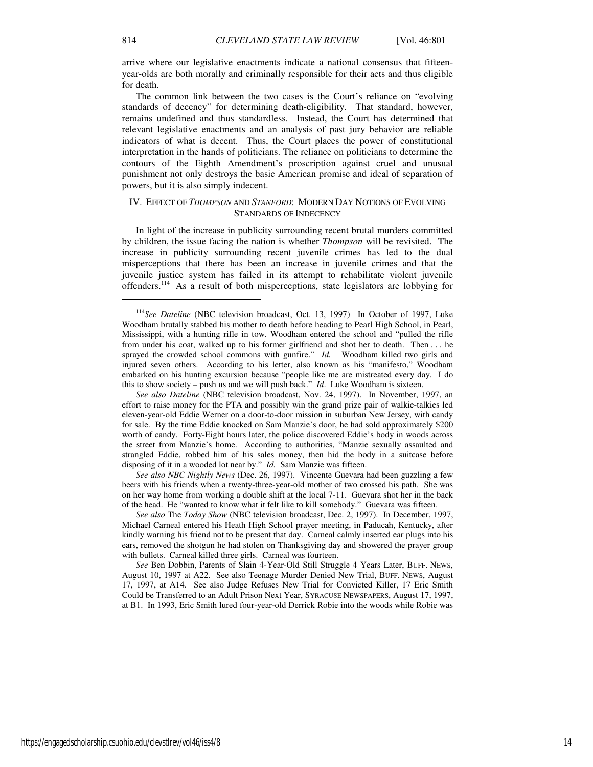arrive where our legislative enactments indicate a national consensus that fifteen-year-olds are both morally and criminally responsible for their acts and thus eligible for death.

The common link between the two cases is the Court's reliance on "evolving standards of decency" for determining death-eligibility. That standard, however, remains undefined and thus standardless. Instead, the Court has determined that relevant legislative enactments and an analysis of past jury behavior are reliable indicators of what is decent. Thus, the Court places the power of constitutional interpretation in the hands of politicians. The reliance on politicians to determine the contours of the Eighth Amendment's proscription against cruel and unusual punishment not only destroys the basic American promise and ideal of separation of powers, but it is also simply indecent.

## IV. EFFECT OF *THOMPSON* AND *STANFORD*: MODERN DAY NOTIONS OF EVOLVING STANDARDS OF INDECENCY

In light of the increase in publicity surrounding recent brutal murders committed by children, the issue facing the nation is whether *Thompson* will be revisited. The increase in publicity surrounding recent juvenile crimes has led to the dual misperceptions that there has been an increase in juvenile crimes and that the juvenile justice system has failed in its attempt to rehabilitate violent juvenile offenders.[114] As a result of both misperceptions, state legislators are lobbying for

---

[114]*See Dateline* (NBC television broadcast, Oct. 13, 1997) In October of 1997, Luke Woodham brutally stabbed his mother to death before heading to Pearl High School, in Pearl, Mississippi, with a hunting rifle in tow. Woodham entered the school and "pulled the rifle from under his coat, walked up to his former girlfriend and shot her to death. Then . . . he sprayed the crowded school commons with gunfire." *Id.* Woodham killed two girls and injured seven others. According to his letter, also known as his "manifesto," Woodham embarked on his hunting excursion because "people like me are mistreated every day. I do this to show society – push us and we will push back." *Id*. Luke Woodham is sixteen.

*See also Dateline* (NBC television broadcast, Nov. 24, 1997). In November, 1997, an effort to raise money for the PTA and possibly win the grand prize pair of walkie-talkies led eleven-year-old Eddie Werner on a door-to-door mission in suburban New Jersey, with candy for sale. By the time Eddie knocked on Sam Manzie's door, he had sold approximately $200 worth of candy. Forty-Eight hours later, the police discovered Eddie's body in woods across the street from Manzie's home. According to authorities, "Manzie sexually assaulted and strangled Eddie, robbed him of his sales money, then hid the body in a suitcase before disposing of it in a wooded lot near by." *Id.* Sam Manzie was fifteen.

*See also NBC Nightly News* (Dec. 26, 1997). Vincente Guevara had been guzzling a few beers with his friends when a twenty-three-year-old mother of two crossed his path. She was on her way home from working a double shift at the local 7-11. Guevara shot her in the back of the head. He "wanted to know what it felt like to kill somebody." Guevara was fifteen.

*See also* The *Today Show* (NBC television broadcast, Dec. 2, 1997). In December, 1997, Michael Carneal entered his Heath High School prayer meeting, in Paducah, Kentucky, after kindly warning his friend not to be present that day. Carneal calmly inserted ear plugs into his ears, removed the shotgun he had stolen on Thanksgiving day and showered the prayer group with bullets. Carneal killed three girls. Carneal was fourteen.

*See* Ben Dobbin, Parents of Slain 4-Year-Old Still Struggle 4 Years Later, BUFF. NEWS, August 10, 1997 at A22. See also Teenage Murder Denied New Trial, BUFF. NEWS, August 17, 1997, at A14. See also Judge Refuses New Trial for Convicted Killer, 17 Eric Smith Could be Transferred to an Adult Prison Next Year, SYRACUSE NEWSPAPERS, August 17, 1997, at B1. In 1993, Eric Smith lured four-year-old Derrick Robie into the woods while Robie was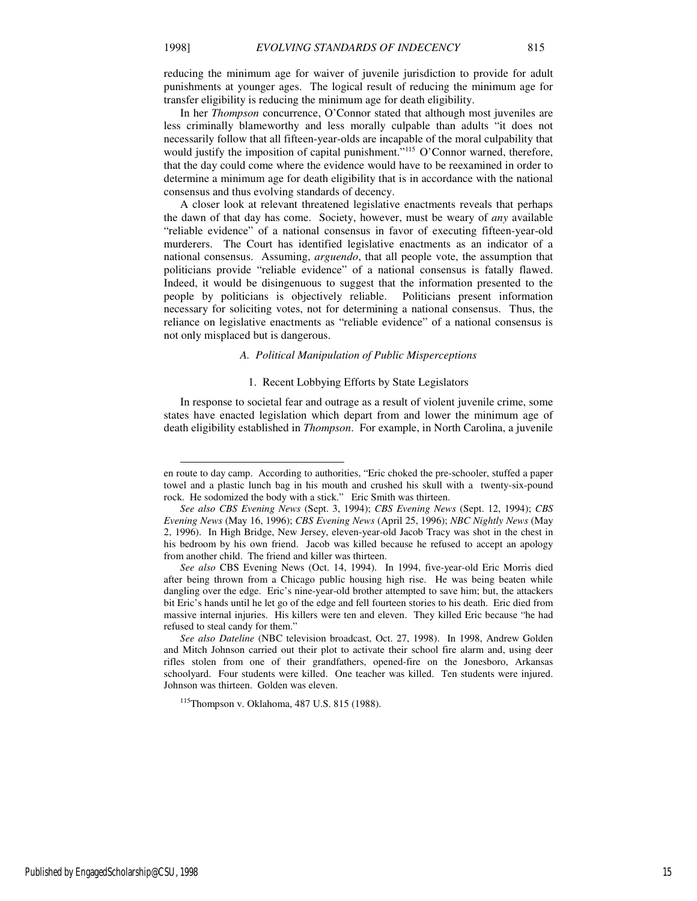reducing the minimum age for waiver of juvenile jurisdiction to provide for adult punishments at younger ages. The logical result of reducing the minimum age for transfer eligibility is reducing the minimum age for death eligibility.

In her *Thompson* concurrence, O'Connor stated that although most juveniles are less criminally blameworthy and less morally culpable than adults "it does not necessarily follow that all fifteen-year-olds are incapable of the moral culpability that would justify the imposition of capital punishment."[115] O'Connor warned, therefore, that the day could come where the evidence would have to be reexamined in order to determine a minimum age for death eligibility that is in accordance with the national consensus and thus evolving standards of decency.

A closer look at relevant threatened legislative enactments reveals that perhaps the dawn of that day has come. Society, however, must be weary of *any* available "reliable evidence" of a national consensus in favor of executing fifteen-year-old murderers. The Court has identified legislative enactments as an indicator of a national consensus. Assuming, *arguendo*, that all people vote, the assumption that politicians provide "reliable evidence" of a national consensus is fatally flawed. Indeed, it would be disingenuous to suggest that the information presented to the people by politicians is objectively reliable. Politicians present information necessary for soliciting votes, not for determining a national consensus. Thus, the reliance on legislative enactments as "reliable evidence" of a national consensus is not only misplaced but is dangerous.

### *A. Political Manipulation of Public Misperceptions*

#### 1. Recent Lobbying Efforts by State Legislators

In response to societal fear and outrage as a result of violent juvenile crime, some states have enacted legislation which depart from and lower the minimum age of death eligibility established in *Thompson*. For example, in North Carolina, a juvenile

---

en route to day camp. According to authorities, "Eric choked the pre-schooler, stuffed a paper towel and a plastic lunch bag in his mouth and crushed his skull with a twenty-six-pound rock. He sodomized the body with a stick." Eric Smith was thirteen.

*See also CBS Evening News* (Sept. 3, 1994); *CBS Evening News* (Sept. 12, 1994); *CBS Evening News* (May 16, 1996); *CBS Evening News* (April 25, 1996); *NBC Nightly News* (May 2, 1996). In High Bridge, New Jersey, eleven-year-old Jacob Tracy was shot in the chest in his bedroom by his own friend. Jacob was killed because he refused to accept an apology from another child. The friend and killer was thirteen.

*See also* CBS Evening News (Oct. 14, 1994). In 1994, five-year-old Eric Morris died after being thrown from a Chicago public housing high rise. He was being beaten while dangling over the edge. Eric's nine-year-old brother attempted to save him; but, the attackers bit Eric's hands until he let go of the edge and fell fourteen stories to his death. Eric died from massive internal injuries. His killers were ten and eleven. They killed Eric because "he had refused to steal candy for them."

*See also Dateline* (NBC television broadcast, Oct. 27, 1998). In 1998, Andrew Golden and Mitch Johnson carried out their plot to activate their school fire alarm and, using deer rifles stolen from one of their grandfathers, opened-fire on the Jonesboro, Arkansas schoolyard. Four students were killed. One teacher was killed. Ten students were injured. Johnson was thirteen. Golden was eleven.

[115] Thompson v. Oklahoma, 487 U.S. 815 (1988).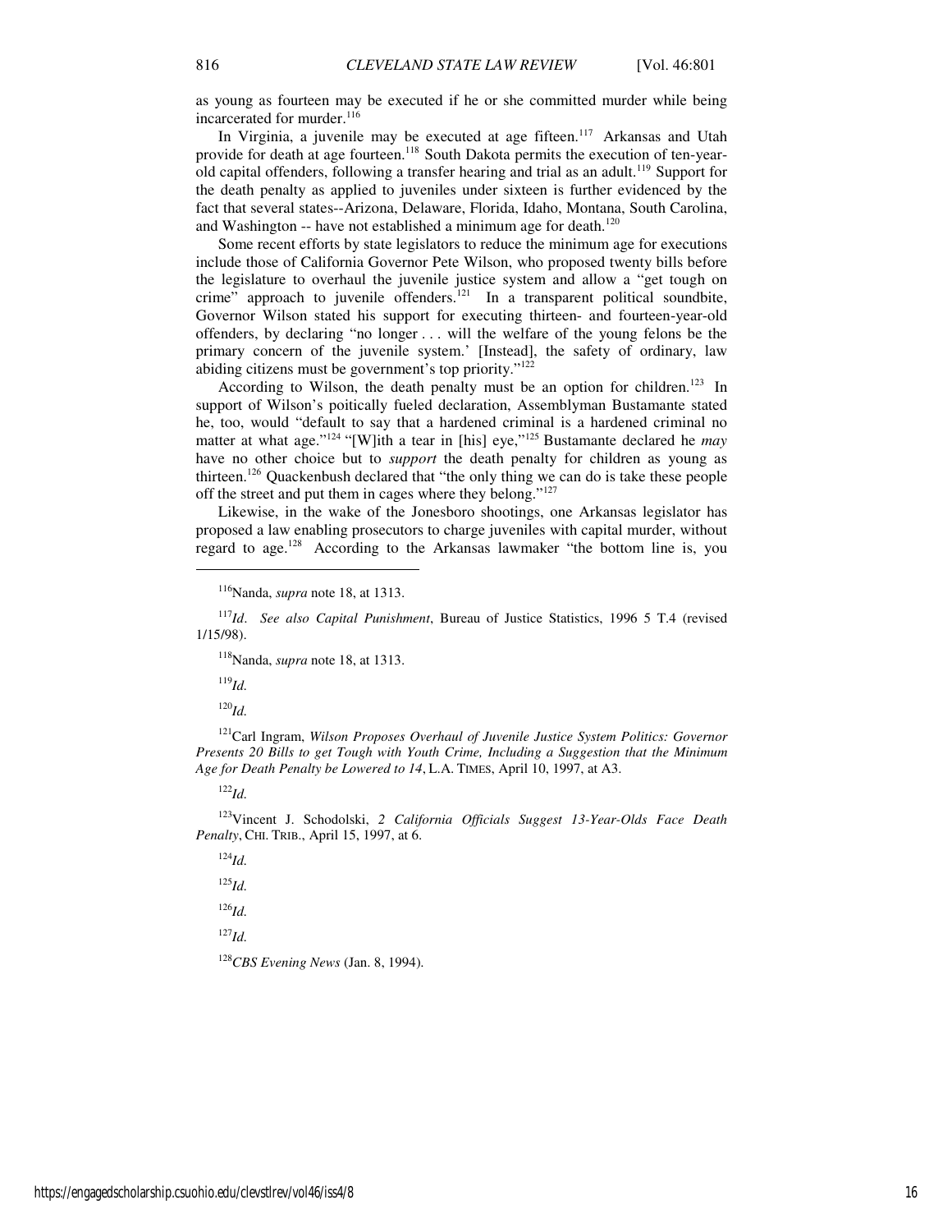as young as fourteen may be executed if he or she committed murder while being incarcerated for murder.[116]

In Virginia, a juvenile may be executed at age fifteen.[117] Arkansas and Utah provide for death at age fourteen.[118] South Dakota permits the execution of ten-year-old capital offenders, following a transfer hearing and trial as an adult.[119] Support for the death penalty as applied to juveniles under sixteen is further evidenced by the fact that several states--Arizona, Delaware, Florida, Idaho, Montana, South Carolina, and Washington -- have not established a minimum age for death.[120]

Some recent efforts by state legislators to reduce the minimum age for executions include those of California Governor Pete Wilson, who proposed twenty bills before the legislature to overhaul the juvenile justice system and allow a "get tough on crime" approach to juvenile offenders.[121] In a transparent political soundbite, Governor Wilson stated his support for executing thirteen- and fourteen-year-old offenders, by declaring "no longer . . . will the welfare of the young felons be the primary concern of the juvenile system.' [Instead], the safety of ordinary, law abiding citizens must be government's top priority."[122]

According to Wilson, the death penalty must be an option for children.[123] In support of Wilson's poitically fueled declaration, Assemblyman Bustamante stated he, too, would "default to say that a hardened criminal is a hardened criminal no matter at what age."[124] "[W]ith a tear in [his] eye,"[125] Bustamante declared he *may* have no other choice but to *support* the death penalty for children as young as thirteen.[126] Quackenbush declared that "the only thing we can do is take these people off the street and put them in cages where they belong."[127]

Likewise, in the wake of the Jonesboro shootings, one Arkansas legislator has proposed a law enabling prosecutors to charge juveniles with capital murder, without regard to age.[128] According to the Arkansas lawmaker "the bottom line is, you

---

[116]Nanda, *supra* note 18, at 1313.

[117]*Id*. *See also Capital Punishment*, Bureau of Justice Statistics, 1996 5 T.4 (revised 1/15/98).

[118]Nanda, *supra* note 18, at 1313.

[119]*Id.*

[120]*Id.*

[121]Carl Ingram, *Wilson Proposes Overhaul of Juvenile Justice System Politics: Governor Presents 20 Bills to get Tough with Youth Crime, Including a Suggestion that the Minimum Age for Death Penalty be Lowered to 14*, L.A. TIMES, April 10, 1997, at A3.

[122]*Id.*

[123]Vincent J. Schodolski, *2 California Officials Suggest 13-Year-Olds Face Death Penalty*, CHI. TRIB., April 15, 1997, at 6.

[124]*Id.*

[125]*Id.*

[126]*Id.*

[127]*Id.*

[128]*CBS Evening News* (Jan. 8, 1994).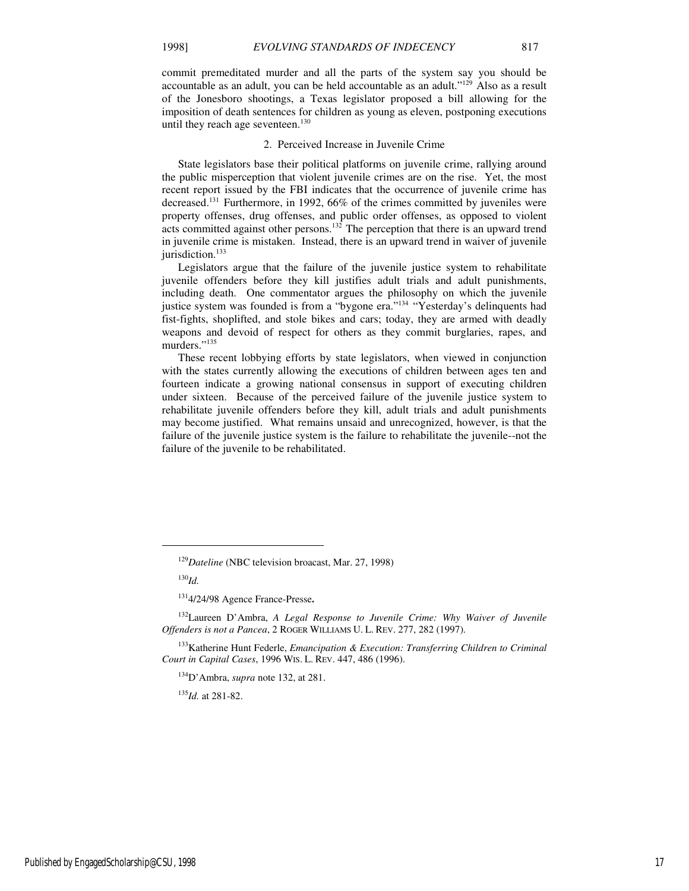commit premeditated murder and all the parts of the system say you should be accountable as an adult, you can be held accountable as an adult."[129] Also as a result of the Jonesboro shootings, a Texas legislator proposed a bill allowing for the imposition of death sentences for children as young as eleven, postponing executions until they reach age seventeen.[130]

### 2. Perceived Increase in Juvenile Crime

State legislators base their political platforms on juvenile crime, rallying around the public misperception that violent juvenile crimes are on the rise. Yet, the most recent report issued by the FBI indicates that the occurrence of juvenile crime has decreased.[131] Furthermore, in 1992, 66% of the crimes committed by juveniles were property offenses, drug offenses, and public order offenses, as opposed to violent acts committed against other persons.[132] The perception that there is an upward trend in juvenile crime is mistaken. Instead, there is an upward trend in waiver of juvenile jurisdiction.[133]

Legislators argue that the failure of the juvenile justice system to rehabilitate juvenile offenders before they kill justifies adult trials and adult punishments, including death. One commentator argues the philosophy on which the juvenile justice system was founded is from a "bygone era."[134] "Yesterday's delinquents had fist-fights, shoplifted, and stole bikes and cars; today, they are armed with deadly weapons and devoid of respect for others as they commit burglaries, rapes, and murders."[135]

These recent lobbying efforts by state legislators, when viewed in conjunction with the states currently allowing the executions of children between ages ten and fourteen indicate a growing national consensus in support of executing children under sixteen. Because of the perceived failure of the juvenile justice system to rehabilitate juvenile offenders before they kill, adult trials and adult punishments may become justified. What remains unsaid and unrecognized, however, is that the failure of the juvenile justice system is the failure to rehabilitate the juvenile--not the failure of the juvenile to be rehabilitated.

---

[129]*Dateline* (NBC television broacast, Mar. 27, 1998)

[130]*Id.*

[131]4/24/98 Agence France-Presse**.**

[132]Laureen D'Ambra, *A Legal Response to Juvenile Crime: Why Waiver of Juvenile Offenders is not a Pancea*, 2 ROGER WILLIAMS U. L. REV. 277, 282 (1997).

[133]Katherine Hunt Federle, *Emancipation & Execution: Transferring Children to Criminal Court in Capital Cases*, 1996 WIS. L. REV. 447, 486 (1996).

[134]D'Ambra, *supra* note 132, at 281.

[135]*Id.* at 281-82.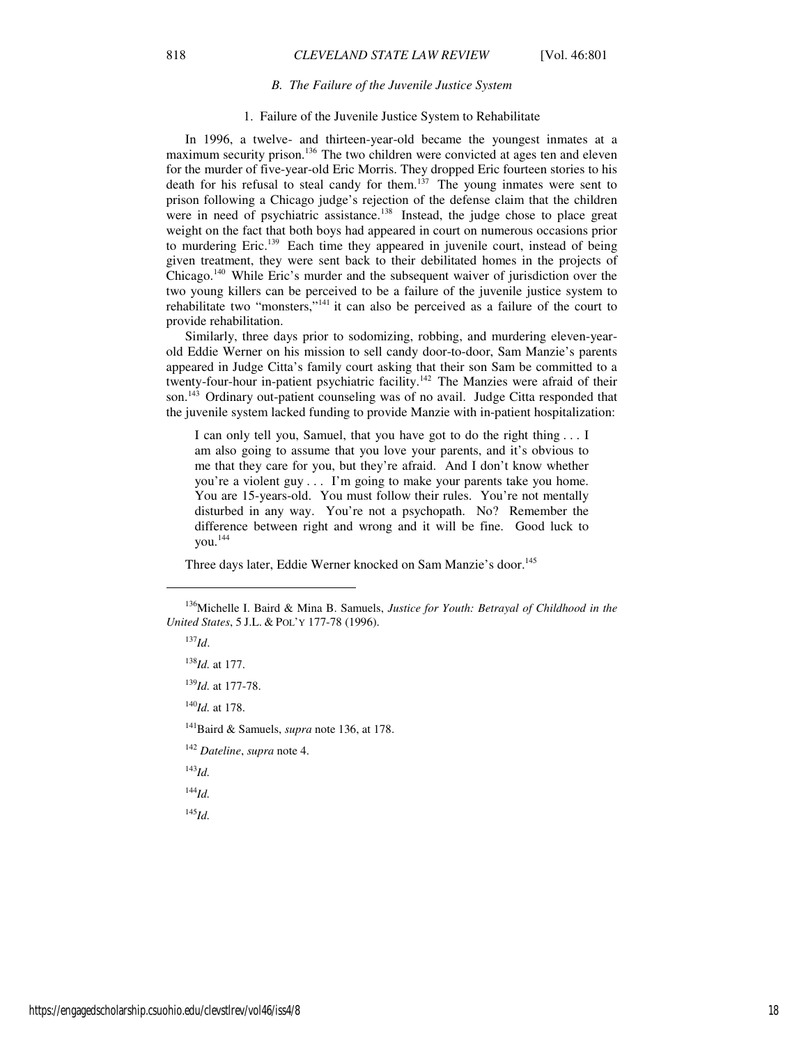### B. The Failure of the Juvenile Justice System

#### 1. Failure of the Juvenile Justice System to Rehabilitate

In 1996, a twelve- and thirteen-year-old became the youngest inmates at a maximum security prison.[136] The two children were convicted at ages ten and eleven for the murder of five-year-old Eric Morris. They dropped Eric fourteen stories to his death for his refusal to steal candy for them.[137] The young inmates were sent to prison following a Chicago judge's rejection of the defense claim that the children were in need of psychiatric assistance.[138] Instead, the judge chose to place great weight on the fact that both boys had appeared in court on numerous occasions prior to murdering Eric.[139] Each time they appeared in juvenile court, instead of being given treatment, they were sent back to their debilitated homes in the projects of Chicago.[140] While Eric's murder and the subsequent waiver of jurisdiction over the two young killers can be perceived to be a failure of the juvenile justice system to rehabilitate two "monsters,"[141] it can also be perceived as a failure of the court to provide rehabilitation.

Similarly, three days prior to sodomizing, robbing, and murdering eleven-year-old Eddie Werner on his mission to sell candy door-to-door, Sam Manzie's parents appeared in Judge Citta's family court asking that their son Sam be committed to a twenty-four-hour in-patient psychiatric facility.[142] The Manzies were afraid of their son.[143] Ordinary out-patient counseling was of no avail. Judge Citta responded that the juvenile system lacked funding to provide Manzie with in-patient hospitalization:

> I can only tell you, Samuel, that you have got to do the right thing . . . I am also going to assume that you love your parents, and it's obvious to me that they care for you, but they're afraid. And I don't know whether you're a violent guy . . . I'm going to make your parents take you home. You are 15-years-old. You must follow their rules. You're not mentally disturbed in any way. You're not a psychopath. No? Remember the difference between right and wrong and it will be fine. Good luck to you.[144]

Three days later, Eddie Werner knocked on Sam Manzie's door.[145]

---

[136] Michelle I. Baird & Mina B. Samuels, *Justice for Youth: Betrayal of Childhood in the United States*, 5 J.L. & POL'Y 177-78 (1996).

[137] *Id*.

[138] *Id.* at 177.

[139] *Id.* at 177-78.

[140] *Id.* at 178.

[141] Baird & Samuels, *supra* note 136, at 178.

[142] *Dateline*, *supra* note 4.

[143] *Id.*

[144] *Id.*

[145] *Id.*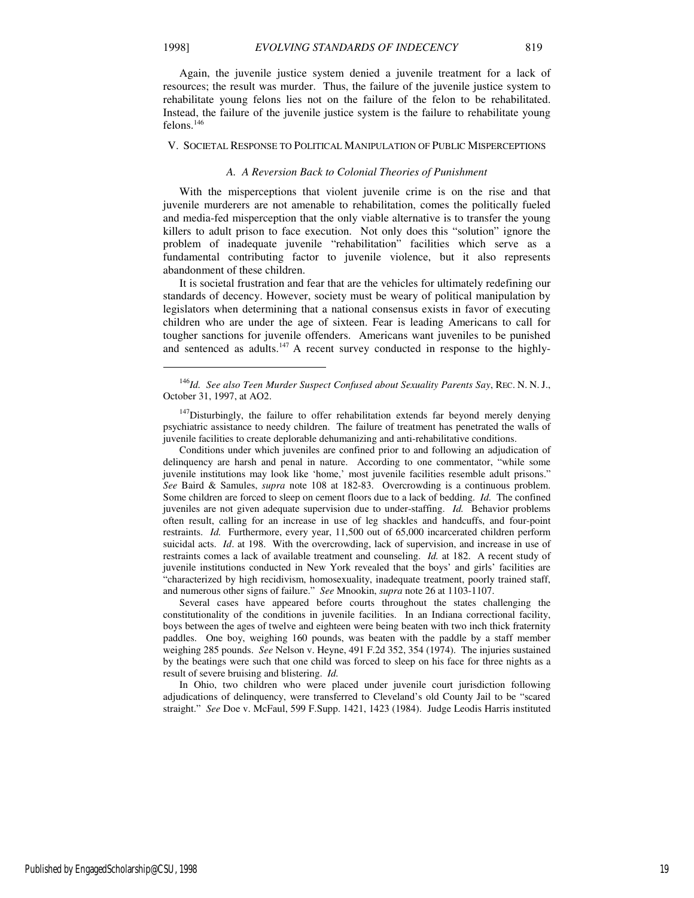Again, the juvenile justice system denied a juvenile treatment for a lack of resources; the result was murder. Thus, the failure of the juvenile justice system to rehabilitate young felons lies not on the failure of the felon to be rehabilitated. Instead, the failure of the juvenile justice system is the failure to rehabilitate young felons.[146]

## V. SOCIETAL RESPONSE TO POLITICAL MANIPULATION OF PUBLIC MISPERCEPTIONS

### *A. A Reversion Back to Colonial Theories of Punishment*

With the misperceptions that violent juvenile crime is on the rise and that juvenile murderers are not amenable to rehabilitation, comes the politically fueled and media-fed misperception that the only viable alternative is to transfer the young killers to adult prison to face execution. Not only does this "solution" ignore the problem of inadequate juvenile "rehabilitation" facilities which serve as a fundamental contributing factor to juvenile violence, but it also represents abandonment of these children.

It is societal frustration and fear that are the vehicles for ultimately redefining our standards of decency. However, society must be weary of political manipulation by legislators when determining that a national consensus exists in favor of executing children who are under the age of sixteen. Fear is leading Americans to call for tougher sanctions for juvenile offenders. Americans want juveniles to be punished and sentenced as adults.[147] A recent survey conducted in response to the highly-

---

[146] *Id. See also Teen Murder Suspect Confused about Sexuality Parents Say*, REC. N. N. J., October 31, 1997, at AO2.

[147] Disturbingly, the failure to offer rehabilitation extends far beyond merely denying psychiatric assistance to needy children. The failure of treatment has penetrated the walls of juvenile facilities to create deplorable dehumanizing and anti-rehabilitative conditions.

Conditions under which juveniles are confined prior to and following an adjudication of delinquency are harsh and penal in nature. According to one commentator, "while some juvenile institutions may look like 'home,' most juvenile facilities resemble adult prisons." *See* Baird & Samules, *supra* note 108 at 182-83. Overcrowding is a continuous problem. Some children are forced to sleep on cement floors due to a lack of bedding. *Id.* The confined juveniles are not given adequate supervision due to under-staffing. *Id.* Behavior problems often result, calling for an increase in use of leg shackles and handcuffs, and four-point restraints. *Id.* Furthermore, every year, 11,500 out of 65,000 incarcerated children perform suicidal acts. *Id*. at 198. With the overcrowding, lack of supervision, and increase in use of restraints comes a lack of available treatment and counseling. *Id.* at 182. A recent study of juvenile institutions conducted in New York revealed that the boys' and girls' facilities are "characterized by high recidivism, homosexuality, inadequate treatment, poorly trained staff, and numerous other signs of failure." *See* Mnookin, *supra* note 26 at 1103-1107.

Several cases have appeared before courts throughout the states challenging the constitutionality of the conditions in juvenile facilities. In an Indiana correctional facility, boys between the ages of twelve and eighteen were being beaten with two inch thick fraternity paddles. One boy, weighing 160 pounds, was beaten with the paddle by a staff member weighing 285 pounds. *See* Nelson v. Heyne, 491 F.2d 352, 354 (1974). The injuries sustained by the beatings were such that one child was forced to sleep on his face for three nights as a result of severe bruising and blistering. *Id.*

In Ohio, two children who were placed under juvenile court jurisdiction following adjudications of delinquency, were transferred to Cleveland's old County Jail to be "scared straight." *See* Doe v. McFaul, 599 F.Supp. 1421, 1423 (1984). Judge Leodis Harris instituted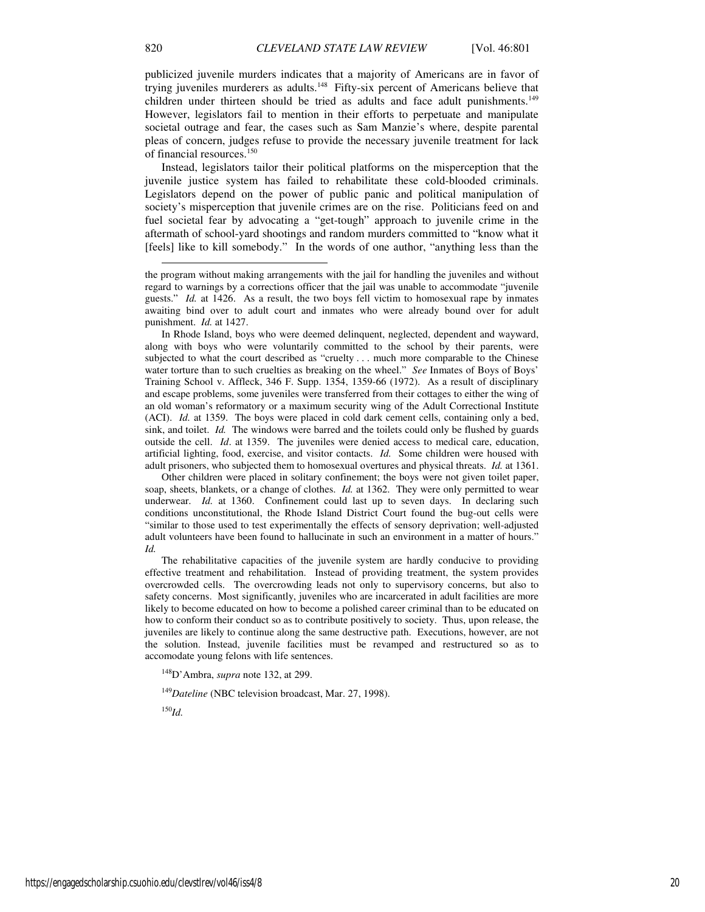publicized juvenile murders indicates that a majority of Americans are in favor of trying juveniles murderers as adults.[148] Fifty-six percent of Americans believe that children under thirteen should be tried as adults and face adult punishments.[149] However, legislators fail to mention in their efforts to perpetuate and manipulate societal outrage and fear, the cases such as Sam Manzie's where, despite parental pleas of concern, judges refuse to provide the necessary juvenile treatment for lack of financial resources.[150]

Instead, legislators tailor their political platforms on the misperception that the juvenile justice system has failed to rehabilitate these cold-blooded criminals. Legislators depend on the power of public panic and political manipulation of society's misperception that juvenile crimes are on the rise. Politicians feed on and fuel societal fear by advocating a "get-tough" approach to juvenile crime in the aftermath of school-yard shootings and random murders committed to "know what it [feels] like to kill somebody." In the words of one author, "anything less than the

---

the program without making arrangements with the jail for handling the juveniles and without regard to warnings by a corrections officer that the jail was unable to accommodate "juvenile guests." *Id.* at 1426. As a result, the two boys fell victim to homosexual rape by inmates awaiting bind over to adult court and inmates who were already bound over for adult punishment. *Id.* at 1427.

In Rhode Island, boys who were deemed delinquent, neglected, dependent and wayward, along with boys who were voluntarily committed to the school by their parents, were subjected to what the court described as "cruelty . . . much more comparable to the Chinese water torture than to such cruelties as breaking on the wheel." *See* Inmates of Boys of Boys' Training School v. Affleck, 346 F. Supp. 1354, 1359-66 (1972). As a result of disciplinary and escape problems, some juveniles were transferred from their cottages to either the wing of an old woman's reformatory or a maximum security wing of the Adult Correctional Institute (ACI). *Id.* at 1359. The boys were placed in cold dark cement cells, containing only a bed, sink, and toilet. *Id.* The windows were barred and the toilets could only be flushed by guards outside the cell. *Id*. at 1359. The juveniles were denied access to medical care, education, artificial lighting, food, exercise, and visitor contacts. *Id.* Some children were housed with adult prisoners, who subjected them to homosexual overtures and physical threats. *Id.* at 1361.

Other children were placed in solitary confinement; the boys were not given toilet paper, soap, sheets, blankets, or a change of clothes. *Id.* at 1362. They were only permitted to wear underwear. *Id.* at 1360. Confinement could last up to seven days. In declaring such conditions unconstitutional, the Rhode Island District Court found the bug-out cells were "similar to those used to test experimentally the effects of sensory deprivation; well-adjusted adult volunteers have been found to hallucinate in such an environment in a matter of hours." *Id.*

The rehabilitative capacities of the juvenile system are hardly conducive to providing effective treatment and rehabilitation. Instead of providing treatment, the system provides overcrowded cells. The overcrowding leads not only to supervisory concerns, but also to safety concerns. Most significantly, juveniles who are incarcerated in adult facilities are more likely to become educated on how to become a polished career criminal than to be educated on how to conform their conduct so as to contribute positively to society. Thus, upon release, the juveniles are likely to continue along the same destructive path. Executions, however, are not the solution. Instead, juvenile facilities must be revamped and restructured so as to accomodate young felons with life sentences.

[148] D'Ambra, *supra* note 132, at 299.

[149] *Dateline* (NBC television broadcast, Mar. 27, 1998).

[150] *Id.*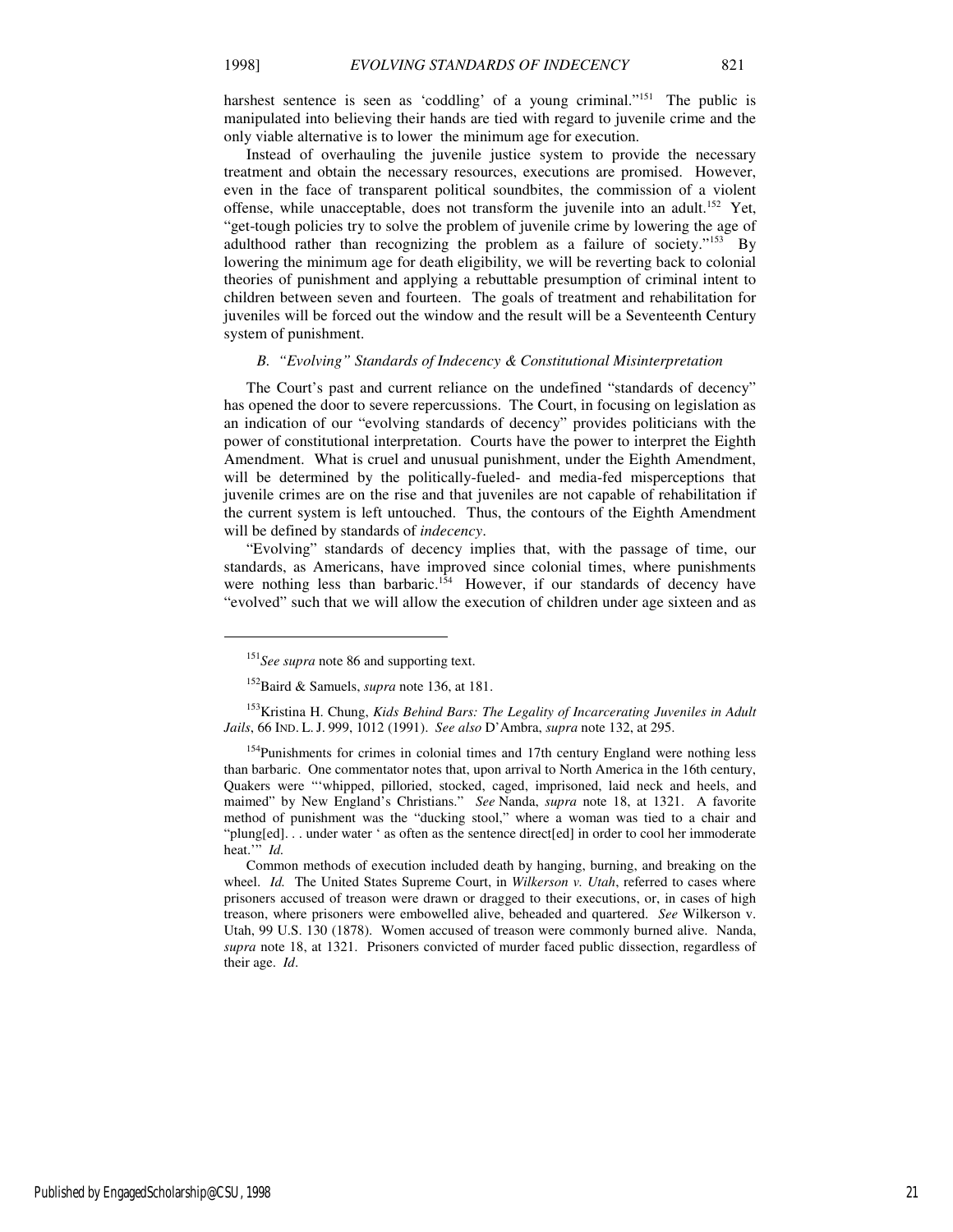harshest sentence is seen as 'coddling' of a young criminal."[151] The public is manipulated into believing their hands are tied with regard to juvenile crime and the only viable alternative is to lower the minimum age for execution.

Instead of overhauling the juvenile justice system to provide the necessary treatment and obtain the necessary resources, executions are promised. However, even in the face of transparent political soundbites, the commission of a violent offense, while unacceptable, does not transform the juvenile into an adult.[152] Yet, "get-tough policies try to solve the problem of juvenile crime by lowering the age of adulthood rather than recognizing the problem as a failure of society."[153] By lowering the minimum age for death eligibility, we will be reverting back to colonial theories of punishment and applying a rebuttable presumption of criminal intent to children between seven and fourteen. The goals of treatment and rehabilitation for juveniles will be forced out the window and the result will be a Seventeenth Century system of punishment.

### *B. "Evolving" Standards of Indecency & Constitutional Misinterpretation*

The Court's past and current reliance on the undefined "standards of decency" has opened the door to severe repercussions. The Court, in focusing on legislation as an indication of our "evolving standards of decency" provides politicians with the power of constitutional interpretation. Courts have the power to interpret the Eighth Amendment. What is cruel and unusual punishment, under the Eighth Amendment, will be determined by the politically-fueled- and media-fed misperceptions that juvenile crimes are on the rise and that juveniles are not capable of rehabilitation if the current system is left untouched. Thus, the contours of the Eighth Amendment will be defined by standards of *indecency*.

"Evolving" standards of decency implies that, with the passage of time, our standards, as Americans, have improved since colonial times, where punishments were nothing less than barbaric.[154] However, if our standards of decency have "evolved" such that we will allow the execution of children under age sixteen and as

---

[151] *See supra* note 86 and supporting text.

[152] Baird & Samuels, *supra* note 136, at 181.

[153] Kristina H. Chung, *Kids Behind Bars: The Legality of Incarcerating Juveniles in Adult Jails*, 66 IND. L. J. 999, 1012 (1991). *See also* D'Ambra, *supra* note 132, at 295.

[154] Punishments for crimes in colonial times and 17th century England were nothing less than barbaric. One commentator notes that, upon arrival to North America in the 16th century, Quakers were "'whipped, pilloried, stocked, caged, imprisoned, laid neck and heels, and maimed" by New England's Christians." *See* Nanda, *supra* note 18, at 1321. A favorite method of punishment was the "ducking stool," where a woman was tied to a chair and "plung[ed]. . . under water ' as often as the sentence direct[ed] in order to cool her immoderate heat.'" *Id.*

Common methods of execution included death by hanging, burning, and breaking on the wheel. *Id.* The United States Supreme Court, in *Wilkerson v. Utah*, referred to cases where prisoners accused of treason were drawn or dragged to their executions, or, in cases of high treason, where prisoners were embowelled alive, beheaded and quartered. *See* Wilkerson v. Utah, 99 U.S. 130 (1878). Women accused of treason were commonly burned alive. Nanda, *supra* note 18, at 1321. Prisoners convicted of murder faced public dissection, regardless of their age. *Id*.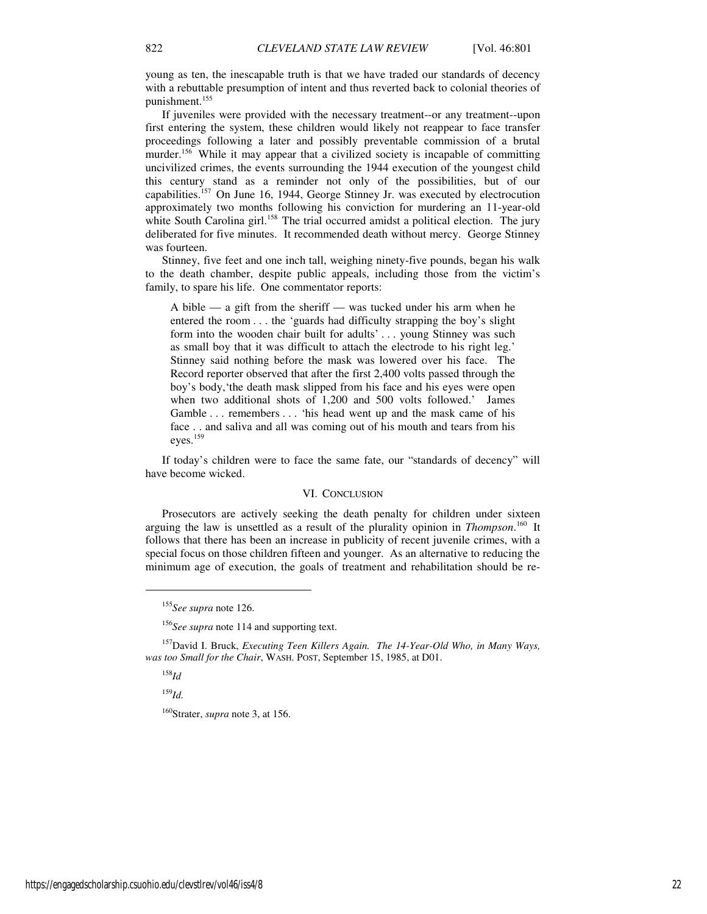young as ten, the inescapable truth is that we have traded our standards of decency with a rebuttable presumption of intent and thus reverted back to colonial theories of punishment.[155]

If juveniles were provided with the necessary treatment--or any treatment--upon first entering the system, these children would likely not reappear to face transfer proceedings following a later and possibly preventable commission of a brutal murder.[156] While it may appear that a civilized society is incapable of committing uncivilized crimes, the events surrounding the 1944 execution of the youngest child this century stand as a reminder not only of the possibilities, but of our capabilities.[157] On June 16, 1944, George Stinney Jr. was executed by electrocution approximately two months following his conviction for murdering an 11-year-old white South Carolina girl.[158] The trial occurred amidst a political election. The jury deliberated for five minutes. It recommended death without mercy. George Stinney was fourteen.

Stinney, five feet and one inch tall, weighing ninety-five pounds, began his walk to the death chamber, despite public appeals, including those from the victim's family, to spare his life. One commentator reports:

> A bible — a gift from the sheriff — was tucked under his arm when he entered the room . . . the 'guards had difficulty strapping the boy's slight form into the wooden chair built for adults' . . . young Stinney was such as small boy that it was difficult to attach the electrode to his right leg.' Stinney said nothing before the mask was lowered over his face. The Record reporter observed that after the first 2,400 volts passed through the boy's body,'the death mask slipped from his face and his eyes were open when two additional shots of 1,200 and 500 volts followed.' James Gamble . . . remembers . . . 'his head went up and the mask came of his face . . and saliva and all was coming out of his mouth and tears from his eyes.[159]

If today's children were to face the same fate, our "standards of decency" will have become wicked.

## VI. Conclusion

Prosecutors are actively seeking the death penalty for children under sixteen arguing the law is unsettled as a result of the plurality opinion in *Thompson*.[160] It follows that there has been an increase in publicity of recent juvenile crimes, with a special focus on those children fifteen and younger. As an alternative to reducing the minimum age of execution, the goals of treatment and rehabilitation should be re-

---

[155] *See supra* note 126.

[156] *See supra* note 114 and supporting text.

[157] David I. Bruck, *Executing Teen Killers Again. The 14-Year-Old Who, in Many Ways, was too Small for the Chair*, WASH. POST, September 15, 1985, at D01.

[158] *Id*

[159] *Id.*

[160] Strater, *supra* note 3, at 156.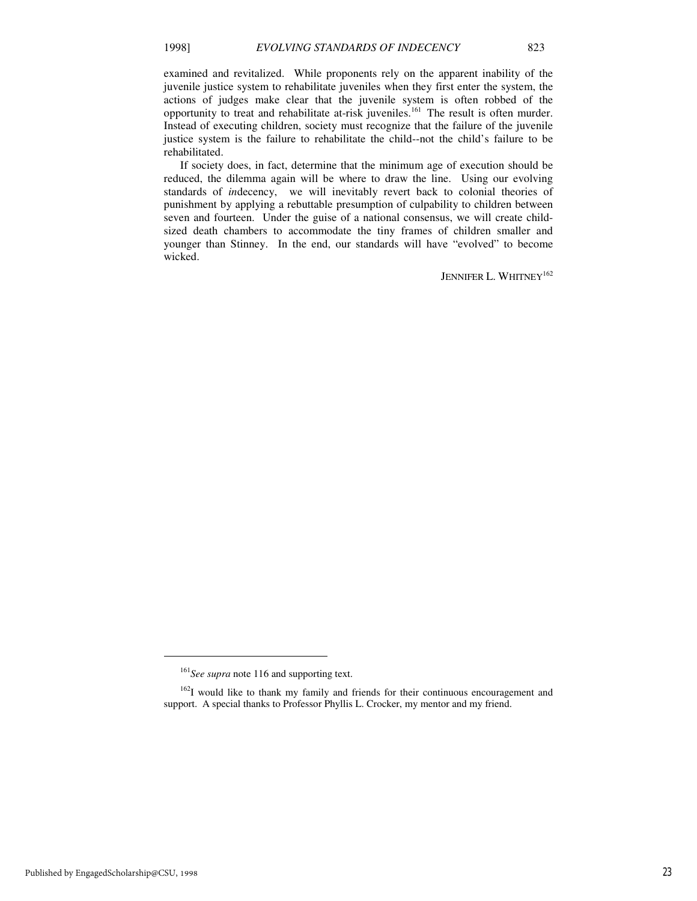examined and revitalized. While proponents rely on the apparent inability of the juvenile justice system to rehabilitate juveniles when they first enter the system, the actions of judges make clear that the juvenile system is often robbed of the opportunity to treat and rehabilitate at-risk juveniles.[161] The result is often murder. Instead of executing children, society must recognize that the failure of the juvenile justice system is the failure to rehabilitate the child--not the child's failure to be rehabilitated.

If society does, in fact, determine that the minimum age of execution should be reduced, the dilemma again will be where to draw the line. Using our evolving standards of *in*decency, we will inevitably revert back to colonial theories of punishment by applying a rebuttable presumption of culpability to children between seven and fourteen. Under the guise of a national consensus, we will create child-sized death chambers to accommodate the tiny frames of children smaller and younger than Stinney. In the end, our standards will have "evolved" to become wicked.

JENNIFER L. WHITNEY[162]

---

[161] *See supra* note 116 and supporting text.

[162] I would like to thank my family and friends for their continuous encouragement and support. A special thanks to Professor Phyllis L. Crocker, my mentor and my friend.